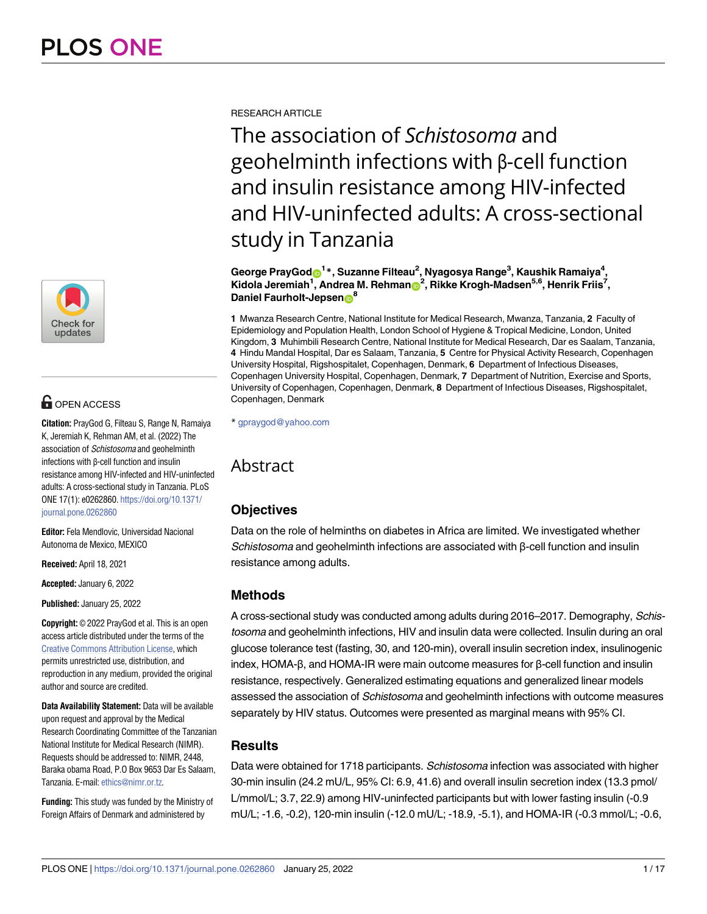RESEARCH ARTICLE

# The association of *Schistosoma* and geohelminth infections with β-cell function and insulin resistance among HIV-infected and HIV-uninfected adults: A cross-sectional study in Tanzania

**George PrayGod[1]*, Suzanne Filteau[2], Nyagosya Range[3], Kaushik Ramaiya[4], Kidola Jeremiah[1], Andrea M. Rehman[2], Rikke Krogh-Madsen[5,6], Henrik Friis[7], Daniel Faurholt-Jepsen[8]**

**1** Mwanza Research Centre, National Institute for Medical Research, Mwanza, Tanzania, **2** Faculty of Epidemiology and Population Health, London School of Hygiene & Tropical Medicine, London, United Kingdom, **3** Muhimbili Research Centre, National Institute for Medical Research, Dar es Saalam, Tanzania, **4** Hindu Mandal Hospital, Dar es Salaam, Tanzania, **5** Centre for Physical Activity Research, Copenhagen University Hospital, Rigshospitalet, Copenhagen, Denmark, **6** Department of Infectious Diseases, Copenhagen University Hospital, Copenhagen, Denmark, **7** Department of Nutrition, Exercise and Sports, University of Copenhagen, Copenhagen, Denmark, **8** Department of Infectious Diseases, Rigshospitalet, Copenhagen, Denmark

* gpraygod@yahoo.com

OPEN ACCESS

**Citation:** PrayGod G, Filteau S, Range N, Ramaiya K, Jeremiah K, Rehman AM, et al. (2022) The association of *Schistosoma* and geohelminth infections with β-cell function and insulin resistance among HIV-infected and HIV-uninfected adults: A cross-sectional study in Tanzania. PLoS ONE 17(1): e0262860. https://doi.org/10.1371/journal.pone.0262860

**Editor:** Fela Mendlovic, Universidad Nacional Autonoma de Mexico, MEXICO

**Received:** April 18, 2021

**Accepted:** January 6, 2022

**Published:** January 25, 2022

**Copyright:** © 2022 PrayGod et al. This is an open access article distributed under the terms of the Creative Commons Attribution License, which permits unrestricted use, distribution, and reproduction in any medium, provided the original author and source are credited.

**Data Availability Statement:** Data will be available upon request and approval by the Medical Research Coordinating Committee of the Tanzanian National Institute for Medical Research (NIMR). Requests should be addressed to: NIMR, 2448, Baraka obama Road, P.O Box 9653 Dar Es Salaam, Tanzania. E-mail: ethics@nimr.or.tz.

**Funding:** This study was funded by the Ministry of Foreign Affairs of Denmark and administered by

## Abstract

### Objectives

Data on the role of helminths on diabetes in Africa are limited. We investigated whether *Schistosoma* and geohelminth infections are associated with β-cell function and insulin resistance among adults.

### Methods

A cross-sectional study was conducted among adults during 2016–2017. Demography, *Schistosoma* and geohelminth infections, HIV and insulin data were collected. Insulin during an oral glucose tolerance test (fasting, 30, and 120-min), overall insulin secretion index, insulinogenic index, HOMA-β, and HOMA-IR were main outcome measures for β-cell function and insulin resistance, respectively. Generalized estimating equations and generalized linear models assessed the association of *Schistosoma* and geohelminth infections with outcome measures separately by HIV status. Outcomes were presented as marginal means with 95% CI.

### Results

Data were obtained for 1718 participants. *Schistosoma* infection was associated with higher 30-min insulin (24.2 mU/L, 95% CI: 6.9, 41.6) and overall insulin secretion index (13.3 pmol/L/mmol/L; 3.7, 22.9) among HIV-uninfected participants but with lower fasting insulin (-0.9 mU/L; -1.6, -0.2), 120-min insulin (-12.0 mU/L; -18.9, -5.1), and HOMA-IR (-0.3 mmol/L; -0.6,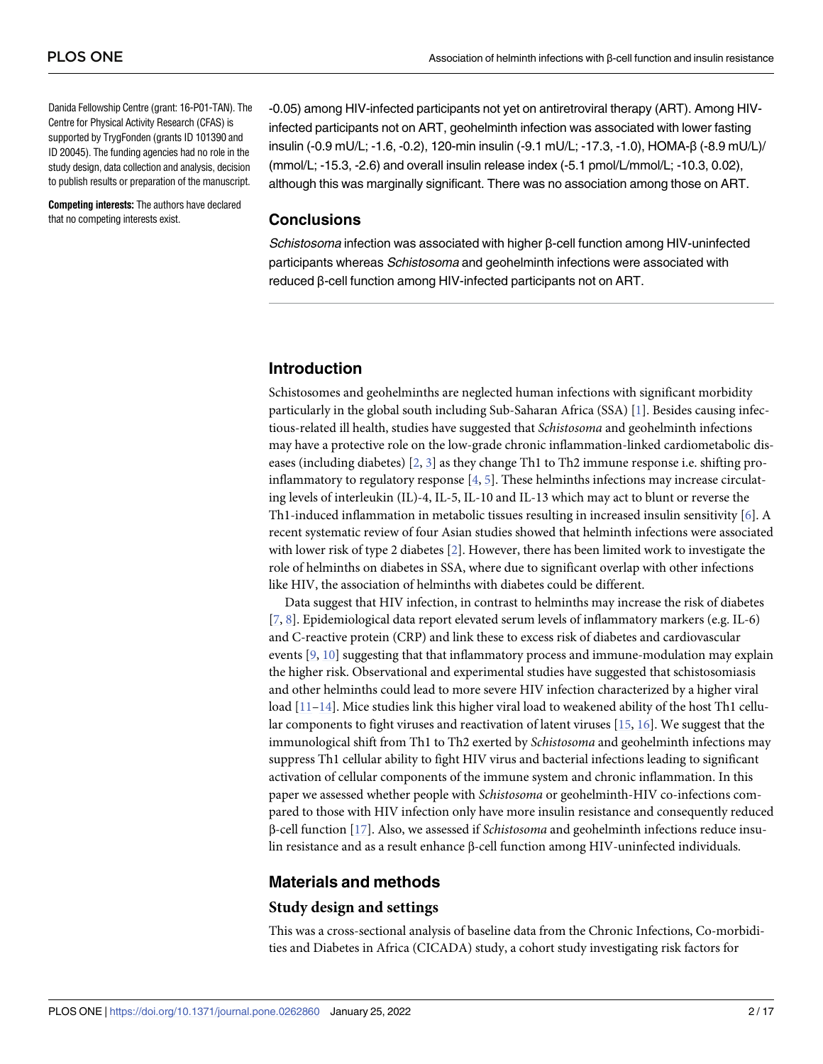Danida Fellowship Centre (grant: 16-P01-TAN). The Centre for Physical Activity Research (CFAS) is supported by TrygFonden (grants ID 101390 and ID 20045). The funding agencies had no role in the study design, data collection and analysis, decision to publish results or preparation of the manuscript.

**Competing interests:** The authors have declared that no competing interests exist.

-0.05) among HIV-infected participants not yet on antiretroviral therapy (ART). Among HIV-infected participants not on ART, geohelminth infection was associated with lower fasting insulin (-0.9 mU/L; -1.6, -0.2), 120-min insulin (-9.1 mU/L; -17.3, -1.0), HOMA-β (-8.9 mU/L)/(mmol/L; -15.3, -2.6) and overall insulin release index (-5.1 pmol/L/mmol/L; -10.3, 0.02), although this was marginally significant. There was no association among those on ART.

## Conclusions

*Schistosoma* infection was associated with higher β-cell function among HIV-uninfected participants whereas *Schistosoma* and geohelminth infections were associated with reduced β-cell function among HIV-infected participants not on ART.

## Introduction

Schistosomes and geohelminths are neglected human infections with significant morbidity particularly in the global south including Sub-Saharan Africa (SSA) [1]. Besides causing infectious-related ill health, studies have suggested that *Schistosoma* and geohelminth infections may have a protective role on the low-grade chronic inflammation-linked cardiometabolic diseases (including diabetes) [2, 3] as they change Th1 to Th2 immune response i.e. shifting pro-inflammatory to regulatory response [4, 5]. These helminths infections may increase circulating levels of interleukin (IL)-4, IL-5, IL-10 and IL-13 which may act to blunt or reverse the Th1-induced inflammation in metabolic tissues resulting in increased insulin sensitivity [6]. A recent systematic review of four Asian studies showed that helminth infections were associated with lower risk of type 2 diabetes [2]. However, there has been limited work to investigate the role of helminths on diabetes in SSA, where due to significant overlap with other infections like HIV, the association of helminths with diabetes could be different.

Data suggest that HIV infection, in contrast to helminths may increase the risk of diabetes [7, 8]. Epidemiological data report elevated serum levels of inflammatory markers (e.g. IL-6) and C-reactive protein (CRP) and link these to excess risk of diabetes and cardiovascular events [9, 10] suggesting that that inflammatory process and immune-modulation may explain the higher risk. Observational and experimental studies have suggested that schistosomiasis and other helminths could lead to more severe HIV infection characterized by a higher viral load [11–14]. Mice studies link this higher viral load to weakened ability of the host Th1 cellular components to fight viruses and reactivation of latent viruses [15, 16]. We suggest that the immunological shift from Th1 to Th2 exerted by *Schistosoma* and geohelminth infections may suppress Th1 cellular ability to fight HIV virus and bacterial infections leading to significant activation of cellular components of the immune system and chronic inflammation. In this paper we assessed whether people with *Schistosoma* or geohelminth-HIV co-infections compared to those with HIV infection only have more insulin resistance and consequently reduced β-cell function [17]. Also, we assessed if *Schistosoma* and geohelminth infections reduce insulin resistance and as a result enhance β-cell function among HIV-uninfected individuals.

## Materials and methods

### Study design and settings

This was a cross-sectional analysis of baseline data from the Chronic Infections, Co-morbidities and Diabetes in Africa (CICADA) study, a cohort study investigating risk factors for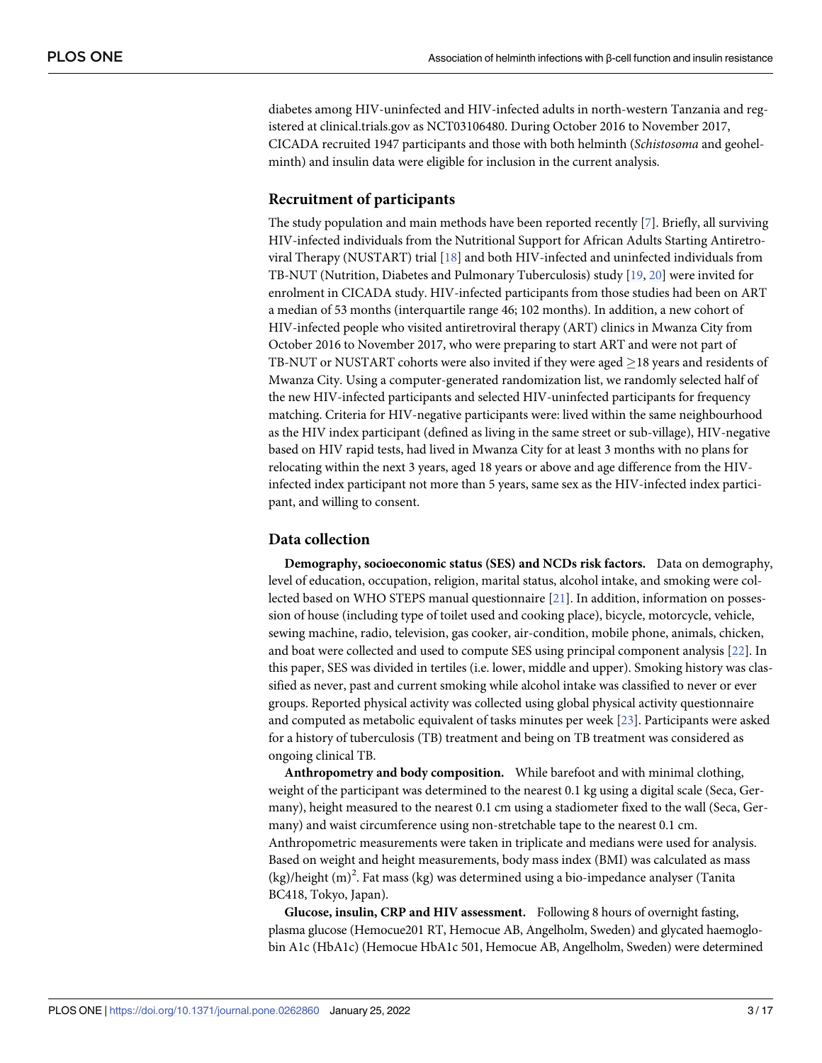diabetes among HIV-uninfected and HIV-infected adults in north-western Tanzania and registered at clinical.trials.gov as NCT03106480. During October 2016 to November 2017, CICADA recruited 1947 participants and those with both helminth (*Schistosoma* and geohelminth) and insulin data were eligible for inclusion in the current analysis.

## Recruitment of participants

The study population and main methods have been reported recently [7]. Briefly, all surviving HIV-infected individuals from the Nutritional Support for African Adults Starting Antiretroviral Therapy (NUSTART) trial [18] and both HIV-infected and uninfected individuals from TB-NUT (Nutrition, Diabetes and Pulmonary Tuberculosis) study [19, 20] were invited for enrolment in CICADA study. HIV-infected participants from those studies had been on ART a median of 53 months (interquartile range 46; 102 months). In addition, a new cohort of HIV-infected people who visited antiretroviral therapy (ART) clinics in Mwanza City from October 2016 to November 2017, who were preparing to start ART and were not part of TB-NUT or NUSTART cohorts were also invited if they were aged $\geq$18 years and residents of Mwanza City. Using a computer-generated randomization list, we randomly selected half of the new HIV-infected participants and selected HIV-uninfected participants for frequency matching. Criteria for HIV-negative participants were: lived within the same neighbourhood as the HIV index participant (defined as living in the same street or sub-village), HIV-negative based on HIV rapid tests, had lived in Mwanza City for at least 3 months with no plans for relocating within the next 3 years, aged 18 years or above and age difference from the HIV-infected index participant not more than 5 years, same sex as the HIV-infected index participant, and willing to consent.

## Data collection

**Demography, socioeconomic status (SES) and NCDs risk factors.** Data on demography, level of education, occupation, religion, marital status, alcohol intake, and smoking were collected based on WHO STEPS manual questionnaire [21]. In addition, information on possession of house (including type of toilet used and cooking place), bicycle, motorcycle, vehicle, sewing machine, radio, television, gas cooker, air-condition, mobile phone, animals, chicken, and boat were collected and used to compute SES using principal component analysis [22]. In this paper, SES was divided in tertiles (i.e. lower, middle and upper). Smoking history was classified as never, past and current smoking while alcohol intake was classified to never or ever groups. Reported physical activity was collected using global physical activity questionnaire and computed as metabolic equivalent of tasks minutes per week [23]. Participants were asked for a history of tuberculosis (TB) treatment and being on TB treatment was considered as ongoing clinical TB.

**Anthropometry and body composition.** While barefoot and with minimal clothing, weight of the participant was determined to the nearest 0.1 kg using a digital scale (Seca, Germany), height measured to the nearest 0.1 cm using a stadiometer fixed to the wall (Seca, Germany) and waist circumference using non-stretchable tape to the nearest 0.1 cm. Anthropometric measurements were taken in triplicate and medians were used for analysis. Based on weight and height measurements, body mass index (BMI) was calculated as mass (kg)/height (m)$^2$. Fat mass (kg) was determined using a bio-impedance analyser (Tanita BC418, Tokyo, Japan).

**Glucose, insulin, CRP and HIV assessment.** Following 8 hours of overnight fasting, plasma glucose (Hemocue201 RT, Hemocue AB, Angelholm, Sweden) and glycated haemoglobin A1c (HbA1c) (Hemocue HbA1c 501, Hemocue AB, Angelholm, Sweden) were determined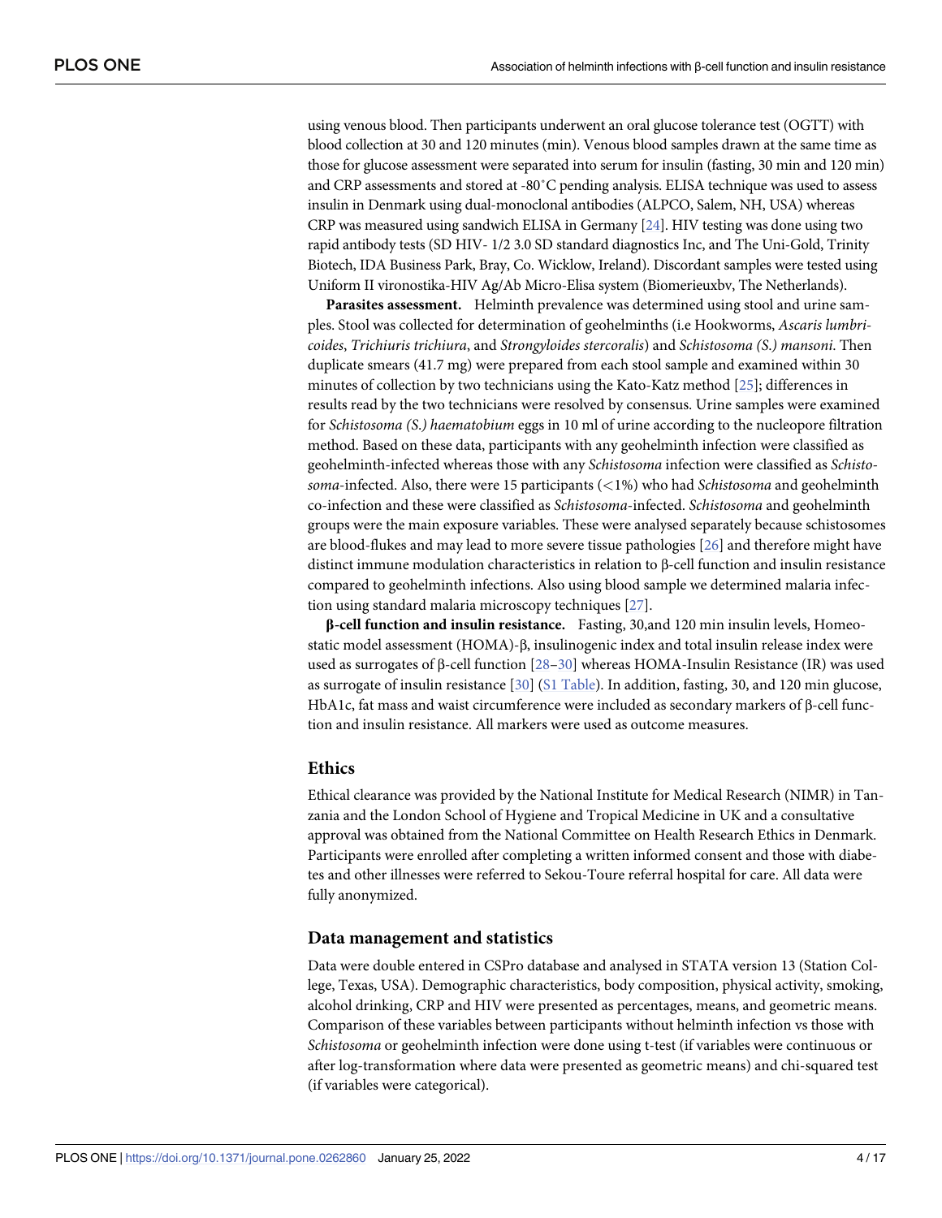using venous blood. Then participants underwent an oral glucose tolerance test (OGTT) with blood collection at 30 and 120 minutes (min). Venous blood samples drawn at the same time as those for glucose assessment were separated into serum for insulin (fasting, 30 min and 120 min) and CRP assessments and stored at -80˚C pending analysis. ELISA technique was used to assess insulin in Denmark using dual-monoclonal antibodies (ALPCO, Salem, NH, USA) whereas CRP was measured using sandwich ELISA in Germany [24]. HIV testing was done using two rapid antibody tests (SD HIV- 1/2 3.0 SD standard diagnostics Inc, and The Uni-Gold, Trinity Biotech, IDA Business Park, Bray, Co. Wicklow, Ireland). Discordant samples were tested using Uniform II vironostika-HIV Ag/Ab Micro-Elisa system (Biomerieuxbv, The Netherlands).

**Parasites assessment.** Helminth prevalence was determined using stool and urine samples. Stool was collected for determination of geohelminths (i.e Hookworms, *Ascaris lumbricoides*, *Trichiuris trichiura*, and *Strongyloides stercoralis*) and *Schistosoma (S.) mansoni*. Then duplicate smears (41.7 mg) were prepared from each stool sample and examined within 30 minutes of collection by two technicians using the Kato-Katz method [25]; differences in results read by the two technicians were resolved by consensus. Urine samples were examined for *Schistosoma (S.) haematobium* eggs in 10 ml of urine according to the nucleopore filtration method. Based on these data, participants with any geohelminth infection were classified as geohelminth-infected whereas those with any *Schistosoma* infection were classified as *Schistosoma*-infected. Also, there were 15 participants (<1%) who had *Schistosoma* and geohelminth co-infection and these were classified as *Schistosoma*-infected. *Schistosoma* and geohelminth groups were the main exposure variables. These were analysed separately because schistosomes are blood-flukes and may lead to more severe tissue pathologies [26] and therefore might have distinct immune modulation characteristics in relation to β-cell function and insulin resistance compared to geohelminth infections. Also using blood sample we determined malaria infection using standard malaria microscopy techniques [27].

**β-cell function and insulin resistance.** Fasting, 30,and 120 min insulin levels, Homeostatic model assessment (HOMA)-β, insulinogenic index and total insulin release index were used as surrogates of β-cell function [28–30] whereas HOMA-Insulin Resistance (IR) was used as surrogate of insulin resistance [30] (S1 Table). In addition, fasting, 30, and 120 min glucose, HbA1c, fat mass and waist circumference were included as secondary markers of β-cell function and insulin resistance. All markers were used as outcome measures.

## Ethics

Ethical clearance was provided by the National Institute for Medical Research (NIMR) in Tanzania and the London School of Hygiene and Tropical Medicine in UK and a consultative approval was obtained from the National Committee on Health Research Ethics in Denmark. Participants were enrolled after completing a written informed consent and those with diabetes and other illnesses were referred to Sekou-Toure referral hospital for care. All data were fully anonymized.

## Data management and statistics

Data were double entered in CSPro database and analysed in STATA version 13 (Station College, Texas, USA). Demographic characteristics, body composition, physical activity, smoking, alcohol drinking, CRP and HIV were presented as percentages, means, and geometric means. Comparison of these variables between participants without helminth infection vs those with *Schistosoma* or geohelminth infection were done using t-test (if variables were continuous or after log-transformation where data were presented as geometric means) and chi-squared test (if variables were categorical).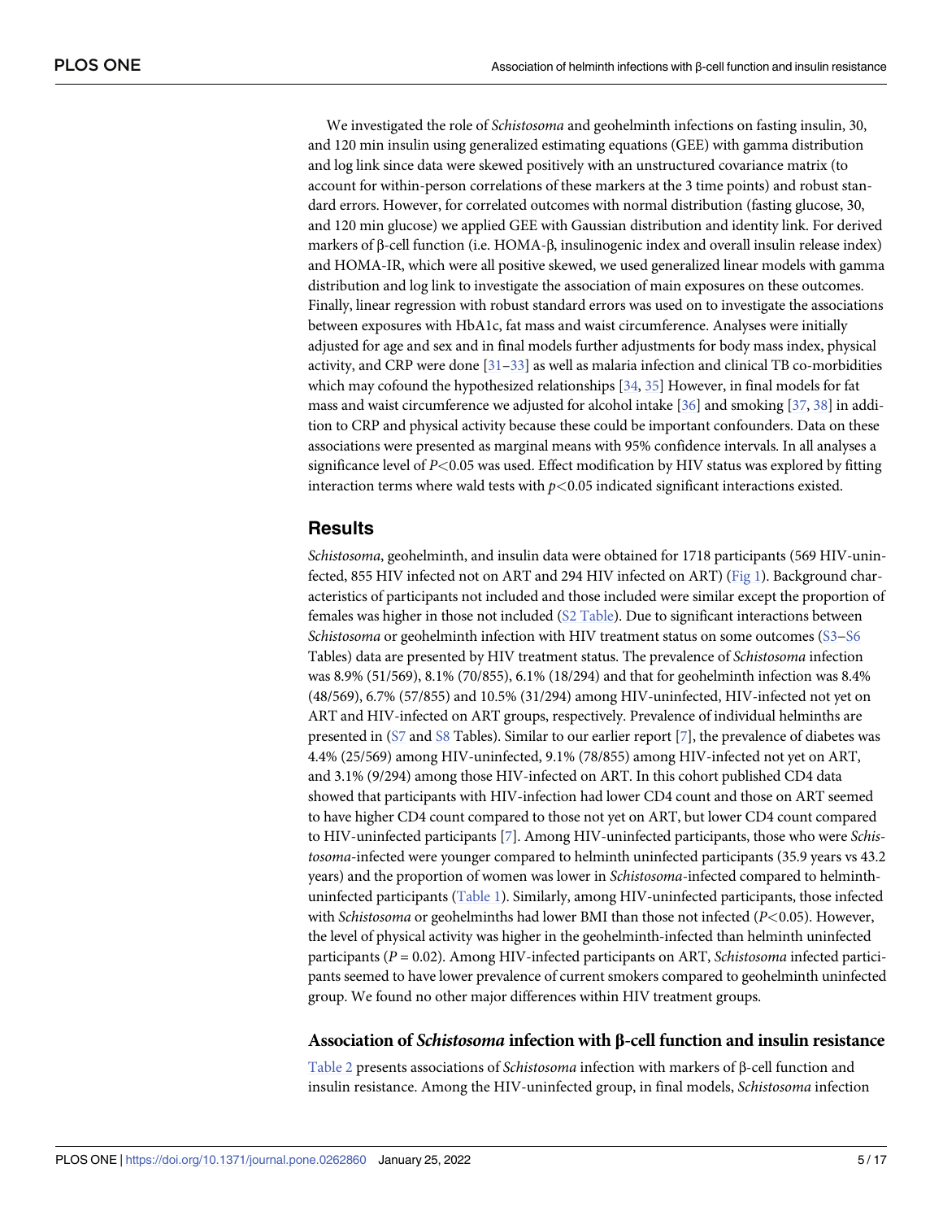We investigated the role of *Schistosoma* and geohelminth infections on fasting insulin, 30, and 120 min insulin using generalized estimating equations (GEE) with gamma distribution and log link since data were skewed positively with an unstructured covariance matrix (to account for within-person correlations of these markers at the 3 time points) and robust standard errors. However, for correlated outcomes with normal distribution (fasting glucose, 30, and 120 min glucose) we applied GEE with Gaussian distribution and identity link. For derived markers of β-cell function (i.e. HOMA-β, insulinogenic index and overall insulin release index) and HOMA-IR, which were all positive skewed, we used generalized linear models with gamma distribution and log link to investigate the association of main exposures on these outcomes. Finally, linear regression with robust standard errors was used on to investigate the associations between exposures with HbA1c, fat mass and waist circumference. Analyses were initially adjusted for age and sex and in final models further adjustments for body mass index, physical activity, and CRP were done [31–33] as well as malaria infection and clinical TB co-morbidities which may cofound the hypothesized relationships [34, 35] However, in final models for fat mass and waist circumference we adjusted for alcohol intake [36] and smoking [37, 38] in addition to CRP and physical activity because these could be important confounders. Data on these associations were presented as marginal means with 95% confidence intervals. In all analyses a significance level of $P<0.05$ was used. Effect modification by HIV status was explored by fitting interaction terms where wald tests with $p<0.05$ indicated significant interactions existed.

## Results

*Schistosoma*, geohelminth, and insulin data were obtained for 1718 participants (569 HIV-uninfected, 855 HIV infected not on ART and 294 HIV infected on ART) (Fig 1). Background characteristics of participants not included and those included were similar except the proportion of females was higher in those not included (S2 Table). Due to significant interactions between *Schistosoma* or geohelminth infection with HIV treatment status on some outcomes (S3–S6 Tables) data are presented by HIV treatment status. The prevalence of *Schistosoma* infection was 8.9% (51/569), 8.1% (70/855), 6.1% (18/294) and that for geohelminth infection was 8.4% (48/569), 6.7% (57/855) and 10.5% (31/294) among HIV-uninfected, HIV-infected not yet on ART and HIV-infected on ART groups, respectively. Prevalence of individual helminths are presented in (S7 and S8 Tables). Similar to our earlier report [7], the prevalence of diabetes was 4.4% (25/569) among HIV-uninfected, 9.1% (78/855) among HIV-infected not yet on ART, and 3.1% (9/294) among those HIV-infected on ART. In this cohort published CD4 data showed that participants with HIV-infection had lower CD4 count and those on ART seemed to have higher CD4 count compared to those not yet on ART, but lower CD4 count compared to HIV-uninfected participants [7]. Among HIV-uninfected participants, those who were *Schistosoma*-infected were younger compared to helminth uninfected participants (35.9 years vs 43.2 years) and the proportion of women was lower in *Schistosoma*-infected compared to helminth-uninfected participants (Table 1). Similarly, among HIV-uninfected participants, those infected with *Schistosoma* or geohelminths had lower BMI than those not infected ($P<0.05$). However, the level of physical activity was higher in the geohelminth-infected than helminth uninfected participants ($P = 0.02$). Among HIV-infected participants on ART, *Schistosoma* infected participants seemed to have lower prevalence of current smokers compared to geohelminth uninfected group. We found no other major differences within HIV treatment groups.

### Association of *Schistosoma* infection with β-cell function and insulin resistance

Table 2 presents associations of *Schistosoma* infection with markers of β-cell function and insulin resistance. Among the HIV-uninfected group, in final models, *Schistosoma* infection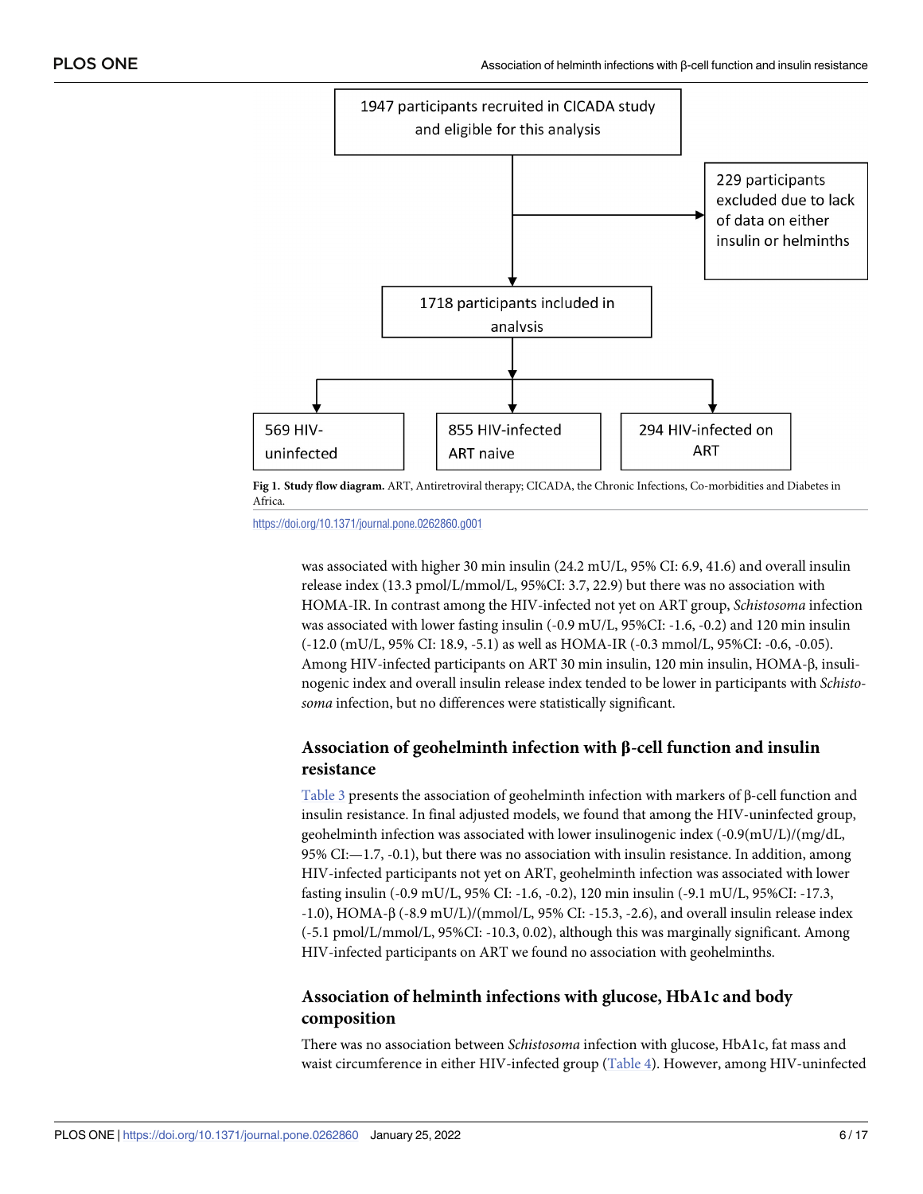1947 participants recruited in CICADA study and eligible for this analysis

229 participants excluded due to lack of data on either insulin or helminths

1718 participants included in analysis

569 HIV-uninfected

855 HIV-infected ART naive

294 HIV-infected on ART

**Fig 1. Study flow diagram.** ART, Antiretroviral therapy; CICADA, the Chronic Infections, Co-morbidities and Diabetes in Africa.

https://doi.org/10.1371/journal.pone.0262860.g001

was associated with higher 30 min insulin (24.2 mU/L, 95% CI: 6.9, 41.6) and overall insulin release index (13.3 pmol/L/mmol/L, 95%CI: 3.7, 22.9) but there was no association with HOMA-IR. In contrast among the HIV-infected not yet on ART group, *Schistosoma* infection was associated with lower fasting insulin (-0.9 mU/L, 95%CI: -1.6, -0.2) and 120 min insulin (-12.0 (mU/L, 95% CI: 18.9, -5.1) as well as HOMA-IR (-0.3 mmol/L, 95%CI: -0.6, -0.05). Among HIV-infected participants on ART 30 min insulin, 120 min insulin, HOMA-β, insulinogenic index and overall insulin release index tended to be lower in participants with *Schistosoma* infection, but no differences were statistically significant.

## Association of geohelminth infection with β-cell function and insulin resistance

Table 3 presents the association of geohelminth infection with markers of β-cell function and insulin resistance. In final adjusted models, we found that among the HIV-uninfected group, geohelminth infection was associated with lower insulinogenic index (-0.9(mU/L)/(mg/dL, 95% CI:—1.7, -0.1), but there was no association with insulin resistance. In addition, among HIV-infected participants not yet on ART, geohelminth infection was associated with lower fasting insulin (-0.9 mU/L, 95% CI: -1.6, -0.2), 120 min insulin (-9.1 mU/L, 95%CI: -17.3, -1.0), HOMA-β (-8.9 mU/L)/(mmol/L, 95% CI: -15.3, -2.6), and overall insulin release index (-5.1 pmol/L/mmol/L, 95%CI: -10.3, 0.02), although this was marginally significant. Among HIV-infected participants on ART we found no association with geohelminths.

## Association of helminth infections with glucose, HbA1c and body composition

There was no association between *Schistosoma* infection with glucose, HbA1c, fat mass and waist circumference in either HIV-infected group (Table 4). However, among HIV-uninfected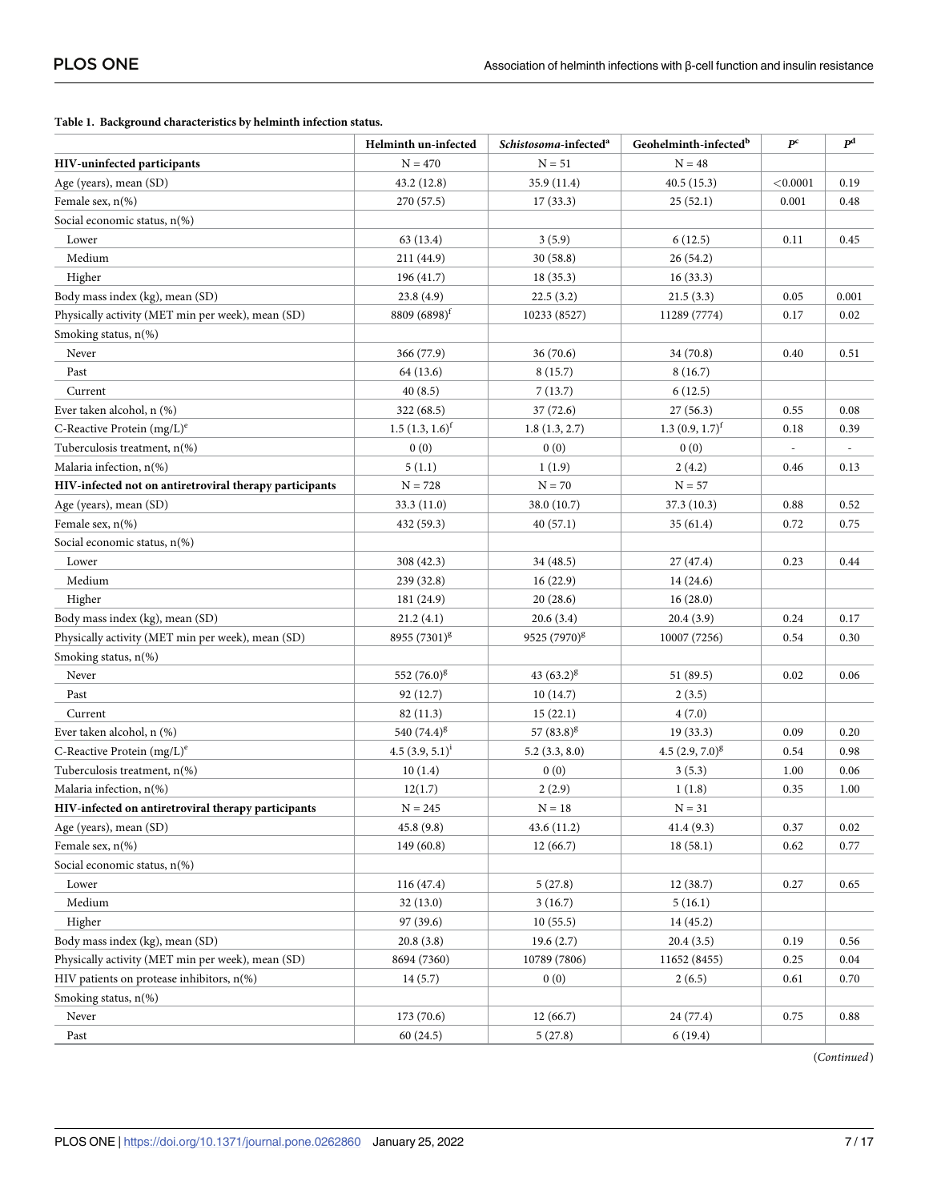**Table 1. Background characteristics by helminth infection status.**

| | Helminth un-infected | *Schistosoma*-infected[a] | Geohelminth-infected[b] | $P^c$ | $P^d$ |
|---|---|---|---|---|---|
| **HIV-uninfected participants** | N = 470 | N = 51 | N = 48 | | |
| Age (years), mean (SD) | 43.2 (12.8) | 35.9 (11.4) | 40.5 (15.3) | <0.0001 | 0.19 |
| Female sex, n(%) | 270 (57.5) | 17 (33.3) | 25 (52.1) | 0.001 | 0.48 |
| Social economic status, n(%) | | | | | |
| Lower | 63 (13.4) | 3 (5.9) | 6 (12.5) | 0.11 | 0.45 |
| Medium | 211 (44.9) | 30 (58.8) | 26 (54.2) | | |
| Higher | 196 (41.7) | 18 (35.3) | 16 (33.3) | | |
| Body mass index (kg), mean (SD) | 23.8 (4.9) | 22.5 (3.2) | 21.5 (3.3) | 0.05 | 0.001 |
| Physically activity (MET min per week), mean (SD) | 8809 (6898)[f] | 10233 (8527) | 11289 (7774) | 0.17 | 0.02 |
| Smoking status, n(%) | | | | | |
| Never | 366 (77.9) | 36 (70.6) | 34 (70.8) | 0.40 | 0.51 |
| Past | 64 (13.6) | 8 (15.7) | 8 (16.7) | | |
| Current | 40 (8.5) | 7 (13.7) | 6 (12.5) | | |
| Ever taken alcohol, n (%) | 322 (68.5) | 37 (72.6) | 27 (56.3) | 0.55 | 0.08 |
| C-Reactive Protein (mg/L)[e] | 1.5 (1.3, 1.6)[f] | 1.8 (1.3, 2.7) | 1.3 (0.9, 1.7)[f] | 0.18 | 0.39 |
| Tuberculosis treatment, n(%) | 0 (0) | 0 (0) | 0 (0) | - | - |
| Malaria infection, n(%) | 5 (1.1) | 1 (1.9) | 2 (4.2) | 0.46 | 0.13 |
| **HIV-infected not on antiretroviral therapy participants** | N = 728 | N = 70 | N = 57 | | |
| Age (years), mean (SD) | 33.3 (11.0) | 38.0 (10.7) | 37.3 (10.3) | 0.88 | 0.52 |
| Female sex, n(%) | 432 (59.3) | 40 (57.1) | 35 (61.4) | 0.72 | 0.75 |
| Social economic status, n(%) | | | | | |
| Lower | 308 (42.3) | 34 (48.5) | 27 (47.4) | 0.23 | 0.44 |
| Medium | 239 (32.8) | 16 (22.9) | 14 (24.6) | | |
| Higher | 181 (24.9) | 20 (28.6) | 16 (28.0) | | |
| Body mass index (kg), mean (SD) | 21.2 (4.1) | 20.6 (3.4) | 20.4 (3.9) | 0.24 | 0.17 |
| Physically activity (MET min per week), mean (SD) | 8955 (7301)[g] | 9525 (7970)[g] | 10007 (7256) | 0.54 | 0.30 |
| Smoking status, n(%) | | | | | |
| Never | 552 (76.0)[g] | 43 (63.2)[g] | 51 (89.5) | 0.02 | 0.06 |
| Past | 92 (12.7) | 10 (14.7) | 2 (3.5) | | |
| Current | 82 (11.3) | 15 (22.1) | 4 (7.0) | | |
| Ever taken alcohol, n (%) | 540 (74.4)[g] | 57 (83.8)[g] | 19 (33.3) | 0.09 | 0.20 |
| C-Reactive Protein (mg/L)[e] | 4.5 (3.9, 5.1)[i] | 5.2 (3.3, 8.0) | 4.5 (2.9, 7.0)[g] | 0.54 | 0.98 |
| Tuberculosis treatment, n(%) | 10 (1.4) | 0 (0) | 3 (5.3) | 1.00 | 0.06 |
| Malaria infection, n(%) | 12(1.7) | 2 (2.9) | 1 (1.8) | 0.35 | 1.00 |
| **HIV-infected on antiretroviral therapy participants** | N = 245 | N = 18 | N = 31 | | |
| Age (years), mean (SD) | 45.8 (9.8) | 43.6 (11.2) | 41.4 (9.3) | 0.37 | 0.02 |
| Female sex, n(%) | 149 (60.8) | 12 (66.7) | 18 (58.1) | 0.62 | 0.77 |
| Social economic status, n(%) | | | | | |
| Lower | 116 (47.4) | 5 (27.8) | 12 (38.7) | 0.27 | 0.65 |
| Medium | 32 (13.0) | 3 (16.7) | 5 (16.1) | | |
| Higher | 97 (39.6) | 10 (55.5) | 14 (45.2) | | |
| Body mass index (kg), mean (SD) | 20.8 (3.8) | 19.6 (2.7) | 20.4 (3.5) | 0.19 | 0.56 |
| Physically activity (MET min per week), mean (SD) | 8694 (7360) | 10789 (7806) | 11652 (8455) | 0.25 | 0.04 |
| HIV patients on protease inhibitors, n(%) | 14 (5.7) | 0 (0) | 2 (6.5) | 0.61 | 0.70 |
| Smoking status, n(%) | | | | | |
| Never | 173 (70.6) | 12 (66.7) | 24 (77.4) | 0.75 | 0.88 |
| Past | 60 (24.5) | 5 (27.8) | 6 (19.4) | | |

(*Continued*)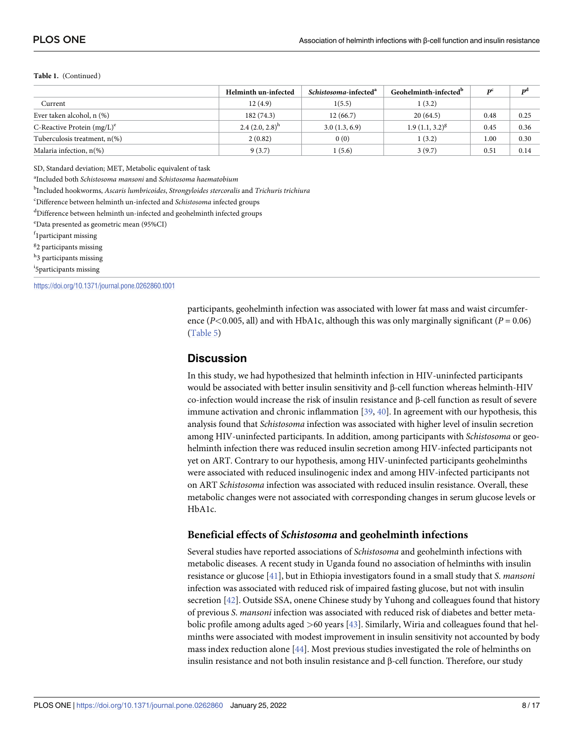**Table 1.** (Continued)

| | Helminth un-infected | *Schistosoma*-infected[a] | Geohelminth-infected[b] | $P^c$ | $P^d$ |
|---|---|---|---|---|---|
| Current | 12 (4.9) | 1(5.5) | 1 (3.2) | | |
| Ever taken alcohol, n (%) | 182 (74.3) | 12 (66.7) | 20 (64.5) | 0.48 | 0.25 |
| C-Reactive Protein (mg/L)[e] | 2.4 (2.0, 2.8)[h] | 3.0 (1.3, 6.9) | 1.9 (1.1, 3.2)[g] | 0.45 | 0.36 |
| Tuberculosis treatment, n(%) | 2 (0.82) | 0 (0) | 1 (3.2) | 1.00 | 0.30 |
| Malaria infection, n(%) | 9 (3.7) | 1 (5.6) | 3 (9.7) | 0.51 | 0.14 |

SD, Standard deviation; MET, Metabolic equivalent of task

[a]Included both *Schistosoma mansoni* and *Schistosoma haematobium*

[b]Included hookworms, *Ascaris lumbricoides*, *Strongyloides stercoralis* and *Trichuris trichiura*

[c]Difference between helminth un-infected and *Schistosoma* infected groups

[d]Difference between helminth un-infected and geohelminth infected groups

[e]Data presented as geometric mean (95%CI)

[f]1participant missing

[g]2 participants missing

[h]3 participants missing

[i]5participants missing

https://doi.org/10.1371/journal.pone.0262860.t001

participants, geohelminth infection was associated with lower fat mass and waist circumference ($P<0.005$, all) and with HbA1c, although this was only marginally significant ($P = 0.06$) (Table 5)

## Discussion

In this study, we had hypothesized that helminth infection in HIV-uninfected participants would be associated with better insulin sensitivity and β-cell function whereas helminth-HIV co-infection would increase the risk of insulin resistance and β-cell function as result of severe immune activation and chronic inflammation [39, 40]. In agreement with our hypothesis, this analysis found that *Schistosoma* infection was associated with higher level of insulin secretion among HIV-uninfected participants. In addition, among participants with *Schistosoma* or geohelminth infection there was reduced insulin secretion among HIV-infected participants not yet on ART. Contrary to our hypothesis, among HIV-uninfected participants geohelminths were associated with reduced insulinogenic index and among HIV-infected participants not on ART *Schistosoma* infection was associated with reduced insulin resistance. Overall, these metabolic changes were not associated with corresponding changes in serum glucose levels or HbA1c.

### Beneficial effects of *Schistosoma* and geohelminth infections

Several studies have reported associations of *Schistosoma* and geohelminth infections with metabolic diseases. A recent study in Uganda found no association of helminths with insulin resistance or glucose [41], but in Ethiopia investigators found in a small study that *S. mansoni* infection was associated with reduced risk of impaired fasting glucose, but not with insulin secretion [42]. Outside SSA, onene Chinese study by Yuhong and colleagues found that history of previous *S. mansoni* infection was associated with reduced risk of diabetes and better metabolic profile among adults aged >60 years [43]. Similarly, Wiria and colleagues found that helminths were associated with modest improvement in insulin sensitivity not accounted by body mass index reduction alone [44]. Most previous studies investigated the role of helminths on insulin resistance and not both insulin resistance and β-cell function. Therefore, our study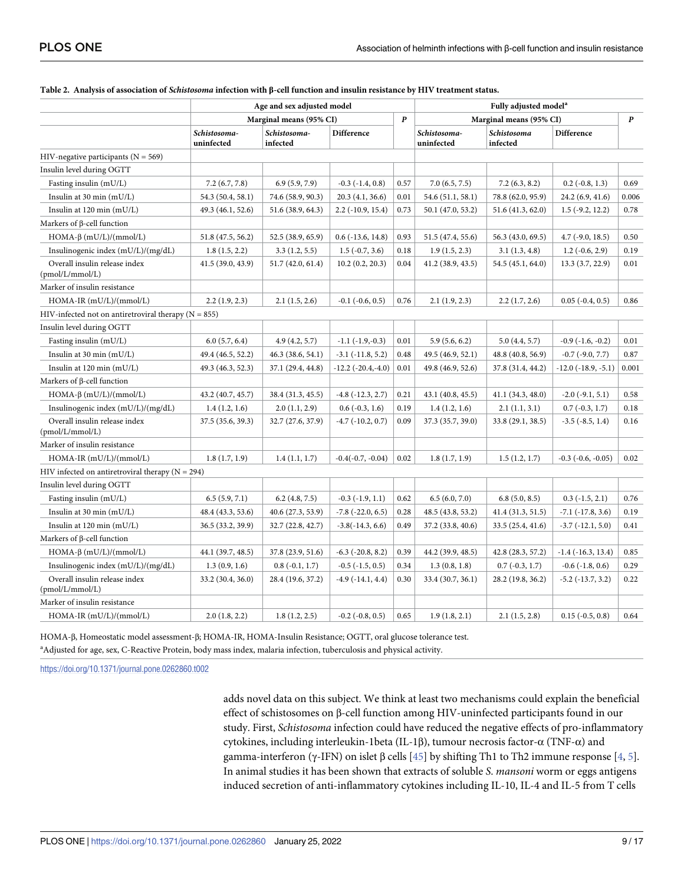**Table 2. Analysis of association of *Schistosoma* infection with β-cell function and insulin resistance by HIV treatment status.**

| | Age and sex adjusted model | | | | Fully adjusted model[a] | | | |
|---|---|---|---|---|---|---|---|---|
| | Marginal means (95% CI) | | | *P* | Marginal means (95% CI) | | | *P* |
| | *Schistosoma*-uninfected | *Schistosoma*-infected | Difference | | *Schistosoma*-uninfected | *Schistosoma* infected | Difference | |
| HIV-negative participants (N = 569) | | | | | | | | |
| Insulin level during OGTT | | | | | | | | |
| Fasting insulin (mU/L) | 7.2 (6.7, 7.8) | 6.9 (5.9, 7.9) | -0.3 (-1.4, 0.8) | 0.57 | 7.0 (6.5, 7.5) | 7.2 (6.3, 8.2) | 0.2 (-0.8, 1.3) | 0.69 |
| Insulin at 30 min (mU/L) | 54.3 (50.4, 58.1) | 74.6 (58.9, 90.3) | 20.3 (4.1, 36.6) | 0.01 | 54.6 (51.1, 58.1) | 78.8 (62.0, 95.9) | 24.2 (6.9, 41.6) | 0.006 |
| Insulin at 120 min (mU/L) | 49.3 (46.1, 52.6) | 51.6 (38.9, 64.3) | 2.2 (-10.9, 15.4) | 0.73 | 50.1 (47.0, 53.2) | 51.6 (41.3, 62.0) | 1.5 (-9.2, 12.2) | 0.78 |
| Markers of β-cell function | | | | | | | | |
| HOMA-β (mU/L)/(mmol/L) | 51.8 (47.5, 56.2) | 52.5 (38.9, 65.9) | 0.6 (-13.6, 14.8) | 0.93 | 51.5 (47.4, 55.6) | 56.3 (43.0, 69.5) | 4.7 (-9.0, 18.5) | 0.50 |
| Insulinogenic index (mU/L)/(mg/dL) | 1.8 (1.5, 2.2) | 3.3 (1.2, 5.5) | 1.5 (-0.7, 3.6) | 0.18 | 1.9 (1.5, 2.3) | 3.1 (1.3, 4.8) | 1.2 (-0.6, 2.9) | 0.19 |
| Overall insulin release index (pmol/L/mmol/L) | 41.5 (39.0, 43.9) | 51.7 (42.0, 61.4) | 10.2 (0.2, 20.3) | 0.04 | 41.2 (38.9, 43.5) | 54.5 (45.1, 64.0) | 13.3 (3.7, 22.9) | 0.01 |
| Marker of insulin resistance | | | | | | | | |
| HOMA-IR (mU/L)/(mmol/L) | 2.2 (1.9, 2.3) | 2.1 (1.5, 2.6) | -0.1 (-0.6, 0.5) | 0.76 | 2.1 (1.9, 2.3) | 2.2 (1.7, 2.6) | 0.05 (-0.4, 0.5) | 0.86 |
| HIV-infected not on antiretroviral therapy (N = 855) | | | | | | | | |
| Insulin level during OGTT | | | | | | | | |
| Fasting insulin (mU/L) | 6.0 (5.7, 6.4) | 4.9 (4.2, 5.7) | -1.1 (-1.9,-0.3) | 0.01 | 5.9 (5.6, 6.2) | 5.0 (4.4, 5.7) | -0.9 (-1.6, -0.2) | 0.01 |
| Insulin at 30 min (mU/L) | 49.4 (46.5, 52.2) | 46.3 (38.6, 54.1) | -3.1 (-11.8, 5.2) | 0.48 | 49.5 (46.9, 52.1) | 48.8 (40.8, 56.9) | -0.7 (-9.0, 7.7) | 0.87 |
| Insulin at 120 min (mU/L) | 49.3 (46.3, 52.3) | 37.1 (29.4, 44.8) | -12.2 (-20.4,-4.0) | 0.01 | 49.8 (46.9, 52.6) | 37.8 (31.4, 44.2) | -12.0 (-18.9, -5.1) | 0.001 |
| Markers of β-cell function | | | | | | | | |
| HOMA-β (mU/L)/(mmol/L) | 43.2 (40.7, 45.7) | 38.4 (31.3, 45.5) | -4.8 (-12.3, 2.7) | 0.21 | 43.1 (40.8, 45.5) | 41.1 (34.3, 48.0) | -2.0 (-9.1, 5.1) | 0.58 |
| Insulinogenic index (mU/L)/(mg/dL) | 1.4 (1.2, 1.6) | 2.0 (1.1, 2.9) | 0.6 (-0.3, 1.6) | 0.19 | 1.4 (1.2, 1.6) | 2.1 (1.1, 3.1) | 0.7 (-0.3, 1.7) | 0.18 |
| Overall insulin release index (pmol/L/mmol/L) | 37.5 (35.6, 39.3) | 32.7 (27.6, 37.9) | -4.7 (-10.2, 0.7) | 0.09 | 37.3 (35.7, 39.0) | 33.8 (29.1, 38.5) | -3.5 (-8.5, 1.4) | 0.16 |
| Marker of insulin resistance | | | | | | | | |
| HOMA-IR (mU/L)/(mmol/L) | 1.8 (1.7, 1.9) | 1.4 (1.1, 1.7) | -0.4(-0.7, -0.04) | 0.02 | 1.8 (1.7, 1.9) | 1.5 (1.2, 1.7) | -0.3 (-0.6, -0.05) | 0.02 |
| HIV infected on antiretroviral therapy (N = 294) | | | | | | | | |
| Insulin level during OGTT | | | | | | | | |
| Fasting insulin (mU/L) | 6.5 (5.9, 7.1) | 6.2 (4.8, 7.5) | -0.3 (-1.9, 1.1) | 0.62 | 6.5 (6.0, 7.0) | 6.8 (5.0, 8.5) | 0.3 (-1.5, 2.1) | 0.76 |
| Insulin at 30 min (mU/L) | 48.4 (43.3, 53.6) | 40.6 (27.3, 53.9) | -7.8 (-22.0, 6.5) | 0.28 | 48.5 (43.8, 53.2) | 41.4 (31.3, 51.5) | -7.1 (-17.8, 3.6) | 0.19 |
| Insulin at 120 min (mU/L) | 36.5 (33.2, 39.9) | 32.7 (22.8, 42.7) | -3.8(-14.3, 6.6) | 0.49 | 37.2 (33.8, 40.6) | 33.5 (25.4, 41.6) | -3.7 (-12.1, 5.0) | 0.41 |
| Markers of β-cell function | | | | | | | | |
| HOMA-β (mU/L)/(mmol/L) | 44.1 (39.7, 48.5) | 37.8 (23.9, 51.6) | -6.3 (-20.8, 8.2) | 0.39 | 44.2 (39.9, 48.5) | 42.8 (28.3, 57.2) | -1.4 (-16.3, 13.4) | 0.85 |
| Insulinogenic index (mU/L)/(mg/dL) | 1.3 (0.9, 1.6) | 0.8 (-0.1, 1.7) | -0.5 (-1.5, 0.5) | 0.34 | 1.3 (0.8, 1.8) | 0.7 (-0.3, 1.7) | -0.6 (-1.8, 0.6) | 0.29 |
| Overall insulin release index (pmol/L/mmol/L) | 33.2 (30.4, 36.0) | 28.4 (19.6, 37.2) | -4.9 (-14.1, 4.4) | 0.30 | 33.4 (30.7, 36.1) | 28.2 (19.8, 36.2) | -5.2 (-13.7, 3.2) | 0.22 |
| Marker of insulin resistance | | | | | | | | |
| HOMA-IR (mU/L)/(mmol/L) | 2.0 (1.8, 2.2) | 1.8 (1.2, 2.5) | -0.2 (-0.8, 0.5) | 0.65 | 1.9 (1.8, 2.1) | 2.1 (1.5, 2.8) | 0.15 (-0.5, 0.8) | 0.64 |

HOMA-β, Homeostatic model assessment-β; HOMA-IR, HOMA-Insulin Resistance; OGTT, oral glucose tolerance test.

[a]Adjusted for age, sex, C-Reactive Protein, body mass index, malaria infection, tuberculosis and physical activity.

https://doi.org/10.1371/journal.pone.0262860.t002

adds novel data on this subject. We think at least two mechanisms could explain the beneficial effect of schistosomes on β-cell function among HIV-uninfected participants found in our study. First, *Schistosoma* infection could have reduced the negative effects of pro-inflammatory cytokines, including interleukin-1beta (IL-1β), tumour necrosis factor-α (TNF-α) and gamma-interferon (γ-IFN) on islet β cells [45] by shifting Th1 to Th2 immune response [4, 5]. In animal studies it has been shown that extracts of soluble *S. mansoni* worm or eggs antigens induced secretion of anti-inflammatory cytokines including IL-10, IL-4 and IL-5 from T cells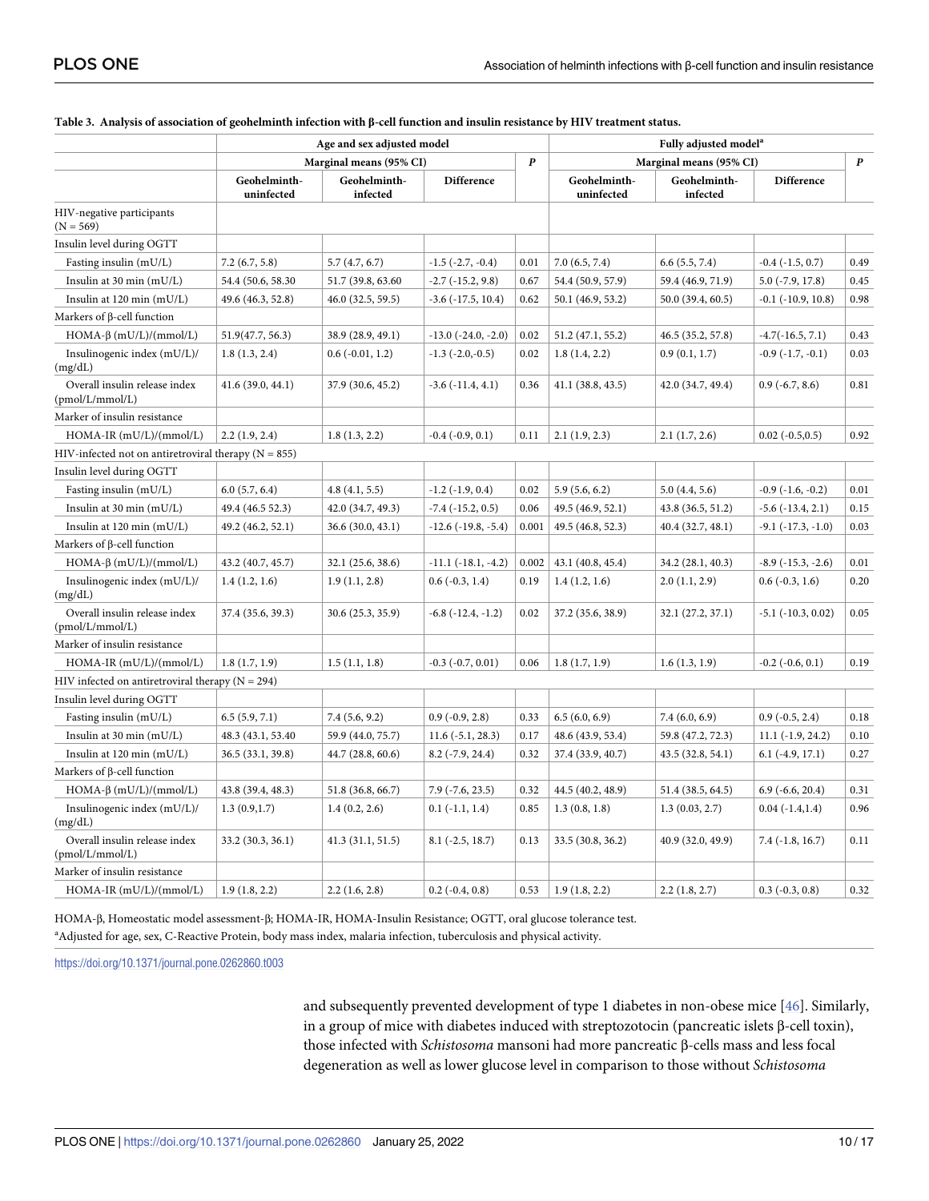**Table 3. Analysis of association of geohelminth infection with β-cell function and insulin resistance by HIV treatment status.**

| | Age and sex adjusted model | | | | Fully adjusted model[a] | | | |
|---|---|---|---|---|---|---|---|---|
| | Marginal means (95% CI) | | | *P* | Marginal means (95% CI) | | | *P* |
| | Geohelminth-uninfected | Geohelminth-infected | Difference | | Geohelminth-uninfected | Geohelminth-infected | Difference | |
| HIV-negative participants (N = 569) | | | | | | | | |
| Insulin level during OGTT | | | | | | | | |
| Fasting insulin (mU/L) | 7.2 (6.7, 5.8) | 5.7 (4.7, 6.7) | -1.5 (-2.7, -0.4) | 0.01 | 7.0 (6.5, 7.4) | 6.6 (5.5, 7.4) | -0.4 (-1.5, 0.7) | 0.49 |
| Insulin at 30 min (mU/L) | 54.4 (50.6, 58.30 | 51.7 (39.8, 63.60 | -2.7 (-15.2, 9.8) | 0.67 | 54.4 (50.9, 57.9) | 59.4 (46.9, 71.9) | 5.0 (-7.9, 17.8) | 0.45 |
| Insulin at 120 min (mU/L) | 49.6 (46.3, 52.8) | 46.0 (32.5, 59.5) | -3.6 (-17.5, 10.4) | 0.62 | 50.1 (46.9, 53.2) | 50.0 (39.4, 60.5) | -0.1 (-10.9, 10.8) | 0.98 |
| Markers of β-cell function | | | | | | | | |
| HOMA-β (mU/L)/(mmol/L) | 51.9(47.7, 56.3) | 38.9 (28.9, 49.1) | -13.0 (-24.0, -2.0) | 0.02 | 51.2 (47.1, 55.2) | 46.5 (35.2, 57.8) | -4.7(-16.5, 7.1) | 0.43 |
| Insulinogenic index (mU/L)/(mg/dL) | 1.8 (1.3, 2.4) | 0.6 (-0.01, 1.2) | -1.3 (-2.0,-0.5) | 0.02 | 1.8 (1.4, 2.2) | 0.9 (0.1, 1.7) | -0.9 (-1.7, -0.1) | 0.03 |
| Overall insulin release index (pmol/L/mmol/L) | 41.6 (39.0, 44.1) | 37.9 (30.6, 45.2) | -3.6 (-11.4, 4.1) | 0.36 | 41.1 (38.8, 43.5) | 42.0 (34.7, 49.4) | 0.9 (-6.7, 8.6) | 0.81 |
| Marker of insulin resistance | | | | | | | | |
| HOMA-IR (mU/L)/(mmol/L) | 2.2 (1.9, 2.4) | 1.8 (1.3, 2.2) | -0.4 (-0.9, 0.1) | 0.11 | 2.1 (1.9, 2.3) | 2.1 (1.7, 2.6) | 0.02 (-0.5,0.5) | 0.92 |
| HIV-infected not on antiretroviral therapy (N = 855) | | | | | | | | |
| Insulin level during OGTT | | | | | | | | |
| Fasting insulin (mU/L) | 6.0 (5.7, 6.4) | 4.8 (4.1, 5.5) | -1.2 (-1.9, 0.4) | 0.02 | 5.9 (5.6, 6.2) | 5.0 (4.4, 5.6) | -0.9 (-1.6, -0.2) | 0.01 |
| Insulin at 30 min (mU/L) | 49.4 (46.5 52.3) | 42.0 (34.7, 49.3) | -7.4 (-15.2, 0.5) | 0.06 | 49.5 (46.9, 52.1) | 43.8 (36.5, 51.2) | -5.6 (-13.4, 2.1) | 0.15 |
| Insulin at 120 min (mU/L) | 49.2 (46.2, 52.1) | 36.6 (30.0, 43.1) | -12.6 (-19.8, -5.4) | 0.001 | 49.5 (46.8, 52.3) | 40.4 (32.7, 48.1) | -9.1 (-17.3, -1.0) | 0.03 |
| Markers of β-cell function | | | | | | | | |
| HOMA-β (mU/L)/(mmol/L) | 43.2 (40.7, 45.7) | 32.1 (25.6, 38.6) | -11.1 (-18.1, -4.2) | 0.002 | 43.1 (40.8, 45.4) | 34.2 (28.1, 40.3) | -8.9 (-15.3, -2.6) | 0.01 |
| Insulinogenic index (mU/L)/(mg/dL) | 1.4 (1.2, 1.6) | 1.9 (1.1, 2.8) | 0.6 (-0.3, 1.4) | 0.19 | 1.4 (1.2, 1.6) | 2.0 (1.1, 2.9) | 0.6 (-0.3, 1.6) | 0.20 |
| Overall insulin release index (pmol/L/mmol/L) | 37.4 (35.6, 39.3) | 30.6 (25.3, 35.9) | -6.8 (-12.4, -1.2) | 0.02 | 37.2 (35.6, 38.9) | 32.1 (27.2, 37.1) | -5.1 (-10.3, 0.02) | 0.05 |
| Marker of insulin resistance | | | | | | | | |
| HOMA-IR (mU/L)/(mmol/L) | 1.8 (1.7, 1.9) | 1.5 (1.1, 1.8) | -0.3 (-0.7, 0.01) | 0.06 | 1.8 (1.7, 1.9) | 1.6 (1.3, 1.9) | -0.2 (-0.6, 0.1) | 0.19 |
| HIV infected on antiretroviral therapy (N = 294) | | | | | | | | |
| Insulin level during OGTT | | | | | | | | |
| Fasting insulin (mU/L) | 6.5 (5.9, 7.1) | 7.4 (5.6, 9.2) | 0.9 (-0.9, 2.8) | 0.33 | 6.5 (6.0, 6.9) | 7.4 (6.0, 6.9) | 0.9 (-0.5, 2.4) | 0.18 |
| Insulin at 30 min (mU/L) | 48.3 (43.1, 53.40 | 59.9 (44.0, 75.7) | 11.6 (-5.1, 28.3) | 0.17 | 48.6 (43.9, 53.4) | 59.8 (47.2, 72.3) | 11.1 (-1.9, 24.2) | 0.10 |
| Insulin at 120 min (mU/L) | 36.5 (33.1, 39.8) | 44.7 (28.8, 60.6) | 8.2 (-7.9, 24.4) | 0.32 | 37.4 (33.9, 40.7) | 43.5 (32.8, 54.1) | 6.1 (-4.9, 17.1) | 0.27 |
| Markers of β-cell function | | | | | | | | |
| HOMA-β (mU/L)/(mmol/L) | 43.8 (39.4, 48.3) | 51.8 (36.8, 66.7) | 7.9 (-7.6, 23.5) | 0.32 | 44.5 (40.2, 48.9) | 51.4 (38.5, 64.5) | 6.9 (-6.6, 20.4) | 0.31 |
| Insulinogenic index (mU/L)/(mg/dL) | 1.3 (0.9,1.7) | 1.4 (0.2, 2.6) | 0.1 (-1.1, 1.4) | 0.85 | 1.3 (0.8, 1.8) | 1.3 (0.03, 2.7) | 0.04 (-1.4,1.4) | 0.96 |
| Overall insulin release index (pmol/L/mmol/L) | 33.2 (30.3, 36.1) | 41.3 (31.1, 51.5) | 8.1 (-2.5, 18.7) | 0.13 | 33.5 (30.8, 36.2) | 40.9 (32.0, 49.9) | 7.4 (-1.8, 16.7) | 0.11 |
| Marker of insulin resistance | | | | | | | | |
| HOMA-IR (mU/L)/(mmol/L) | 1.9 (1.8, 2.2) | 2.2 (1.6, 2.8) | 0.2 (-0.4, 0.8) | 0.53 | 1.9 (1.8, 2.2) | 2.2 (1.8, 2.7) | 0.3 (-0.3, 0.8) | 0.32 |

HOMA-β, Homeostatic model assessment-β; HOMA-IR, HOMA-Insulin Resistance; OGTT, oral glucose tolerance test.

[a]Adjusted for age, sex, C-Reactive Protein, body mass index, malaria infection, tuberculosis and physical activity.

https://doi.org/10.1371/journal.pone.0262860.t003

and subsequently prevented development of type 1 diabetes in non-obese mice [46]. Similarly, in a group of mice with diabetes induced with streptozotocin (pancreatic islets β-cell toxin), those infected with *Schistosoma* mansoni had more pancreatic β-cells mass and less focal degeneration as well as lower glucose level in comparison to those without *Schistosoma*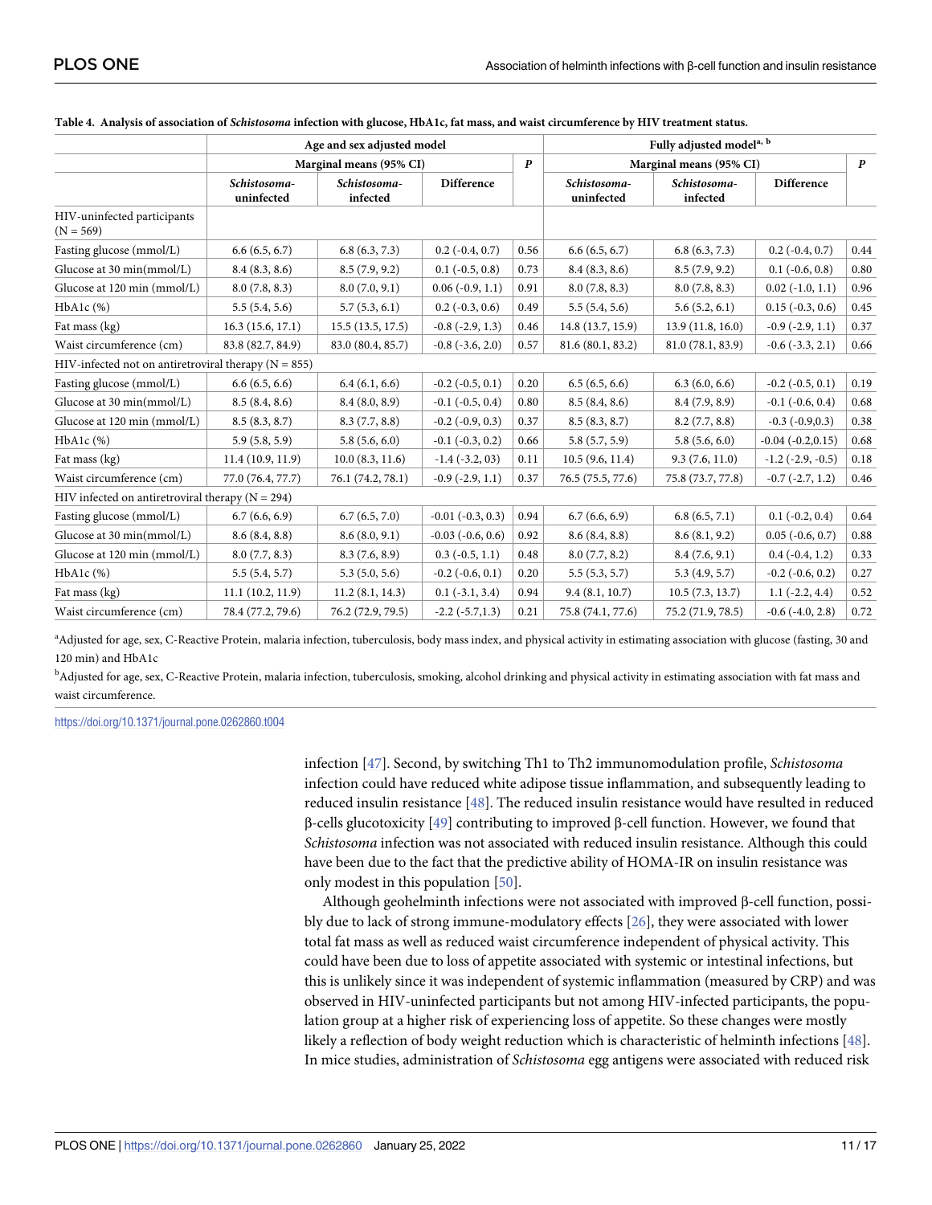**Table 4. Analysis of association of *Schistosoma* infection with glucose, HbA1c, fat mass, and waist circumference by HIV treatment status.**

| | Age and sex adjusted model | | | | Fully adjusted model[a, b] | | | |
|---|---|---|---|---|---|---|---|---|
| | Marginal means (95% CI) | | | ***P*** | Marginal means (95% CI) | | | ***P*** |
| | *Schistosoma*-uninfected | *Schistosoma*-infected | Difference | | *Schistosoma*-uninfected | *Schistosoma*-infected | Difference | |
| HIV-uninfected participants (N = 569) | | | | | | | | |
| Fasting glucose (mmol/L) | 6.6 (6.5, 6.7) | 6.8 (6.3, 7.3) | 0.2 (-0.4, 0.7) | 0.56 | 6.6 (6.5, 6.7) | 6.8 (6.3, 7.3) | 0.2 (-0.4, 0.7) | 0.44 |
| Glucose at 30 min(mmol/L) | 8.4 (8.3, 8.6) | 8.5 (7.9, 9.2) | 0.1 (-0.5, 0.8) | 0.73 | 8.4 (8.3, 8.6) | 8.5 (7.9, 9.2) | 0.1 (-0.6, 0.8) | 0.80 |
| Glucose at 120 min (mmol/L) | 8.0 (7.8, 8.3) | 8.0 (7.0, 9.1) | 0.06 (-0.9, 1.1) | 0.91 | 8.0 (7.8, 8.3) | 8.0 (7.8, 8.3) | 0.02 (-1.0, 1.1) | 0.96 |
| HbA1c (%) | 5.5 (5.4, 5.6) | 5.7 (5.3, 6.1) | 0.2 (-0.3, 0.6) | 0.49 | 5.5 (5.4, 5.6) | 5.6 (5.2, 6.1) | 0.15 (-0.3, 0.6) | 0.45 |
| Fat mass (kg) | 16.3 (15.6, 17.1) | 15.5 (13.5, 17.5) | -0.8 (-2.9, 1.3) | 0.46 | 14.8 (13.7, 15.9) | 13.9 (11.8, 16.0) | -0.9 (-2.9, 1.1) | 0.37 |
| Waist circumference (cm) | 83.8 (82.7, 84.9) | 83.0 (80.4, 85.7) | -0.8 (-3.6, 2.0) | 0.57 | 81.6 (80.1, 83.2) | 81.0 (78.1, 83.9) | -0.6 (-3.3, 2.1) | 0.66 |
| HIV-infected not on antiretroviral therapy (N = 855) | | | | | | | | |
| Fasting glucose (mmol/L) | 6.6 (6.5, 6.6) | 6.4 (6.1, 6.6) | -0.2 (-0.5, 0.1) | 0.20 | 6.5 (6.5, 6.6) | 6.3 (6.0, 6.6) | -0.2 (-0.5, 0.1) | 0.19 |
| Glucose at 30 min(mmol/L) | 8.5 (8.4, 8.6) | 8.4 (8.0, 8.9) | -0.1 (-0.5, 0.4) | 0.80 | 8.5 (8.4, 8.6) | 8.4 (7.9, 8.9) | -0.1 (-0.6, 0.4) | 0.68 |
| Glucose at 120 min (mmol/L) | 8.5 (8.3, 8.7) | 8.3 (7.7, 8.8) | -0.2 (-0.9, 0.3) | 0.37 | 8.5 (8.3, 8.7) | 8.2 (7.7, 8.8) | -0.3 (-0.9,0.3) | 0.38 |
| HbA1c (%) | 5.9 (5.8, 5.9) | 5.8 (5.6, 6.0) | -0.1 (-0.3, 0.2) | 0.66 | 5.8 (5.7, 5.9) | 5.8 (5.6, 6.0) | -0.04 (-0.2,0.15) | 0.68 |
| Fat mass (kg) | 11.4 (10.9, 11.9) | 10.0 (8.3, 11.6) | -1.4 (-3.2, 03) | 0.11 | 10.5 (9.6, 11.4) | 9.3 (7.6, 11.0) | -1.2 (-2.9, -0.5) | 0.18 |
| Waist circumference (cm) | 77.0 (76.4, 77.7) | 76.1 (74.2, 78.1) | -0.9 (-2.9, 1.1) | 0.37 | 76.5 (75.5, 77.6) | 75.8 (73.7, 77.8) | -0.7 (-2.7, 1.2) | 0.46 |
| HIV infected on antiretroviral therapy (N = 294) | | | | | | | | |
| Fasting glucose (mmol/L) | 6.7 (6.6, 6.9) | 6.7 (6.5, 7.0) | -0.01 (-0.3, 0.3) | 0.94 | 6.7 (6.6, 6.9) | 6.8 (6.5, 7.1) | 0.1 (-0.2, 0.4) | 0.64 |
| Glucose at 30 min(mmol/L) | 8.6 (8.4, 8.8) | 8.6 (8.0, 9.1) | -0.03 (-0.6, 0.6) | 0.92 | 8.6 (8.4, 8.8) | 8.6 (8.1, 9.2) | 0.05 (-0.6, 0.7) | 0.88 |
| Glucose at 120 min (mmol/L) | 8.0 (7.7, 8.3) | 8.3 (7.6, 8.9) | 0.3 (-0.5, 1.1) | 0.48 | 8.0 (7.7, 8.2) | 8.4 (7.6, 9.1) | 0.4 (-0.4, 1.2) | 0.33 |
| HbA1c (%) | 5.5 (5.4, 5.7) | 5.3 (5.0, 5.6) | -0.2 (-0.6, 0.1) | 0.20 | 5.5 (5.3, 5.7) | 5.3 (4.9, 5.7) | -0.2 (-0.6, 0.2) | 0.27 |
| Fat mass (kg) | 11.1 (10.2, 11.9) | 11.2 (8.1, 14.3) | 0.1 (-3.1, 3.4) | 0.94 | 9.4 (8.1, 10.7) | 10.5 (7.3, 13.7) | 1.1 (-2.2, 4.4) | 0.52 |
| Waist circumference (cm) | 78.4 (77.2, 79.6) | 76.2 (72.9, 79.5) | -2.2 (-5.7,1.3) | 0.21 | 75.8 (74.1, 77.6) | 75.2 (71.9, 78.5) | -0.6 (-4.0, 2.8) | 0.72 |

[a]Adjusted for age, sex, C-Reactive Protein, malaria infection, tuberculosis, body mass index, and physical activity in estimating association with glucose (fasting, 30 and 120 min) and HbA1c

[b]Adjusted for age, sex, C-Reactive Protein, malaria infection, tuberculosis, smoking, alcohol drinking and physical activity in estimating association with fat mass and waist circumference.

https://doi.org/10.1371/journal.pone.0262860.t004

infection [47]. Second, by switching Th1 to Th2 immunomodulation profile, *Schistosoma* infection could have reduced white adipose tissue inflammation, and subsequently leading to reduced insulin resistance [48]. The reduced insulin resistance would have resulted in reduced β-cells glucotoxicity [49] contributing to improved β-cell function. However, we found that *Schistosoma* infection was not associated with reduced insulin resistance. Although this could have been due to the fact that the predictive ability of HOMA-IR on insulin resistance was only modest in this population [50].

Although geohelminth infections were not associated with improved β-cell function, possibly due to lack of strong immune-modulatory effects [26], they were associated with lower total fat mass as well as reduced waist circumference independent of physical activity. This could have been due to loss of appetite associated with systemic or intestinal infections, but this is unlikely since it was independent of systemic inflammation (measured by CRP) and was observed in HIV-uninfected participants but not among HIV-infected participants, the population group at a higher risk of experiencing loss of appetite. So these changes were mostly likely a reflection of body weight reduction which is characteristic of helminth infections [48]. In mice studies, administration of *Schistosoma* egg antigens were associated with reduced risk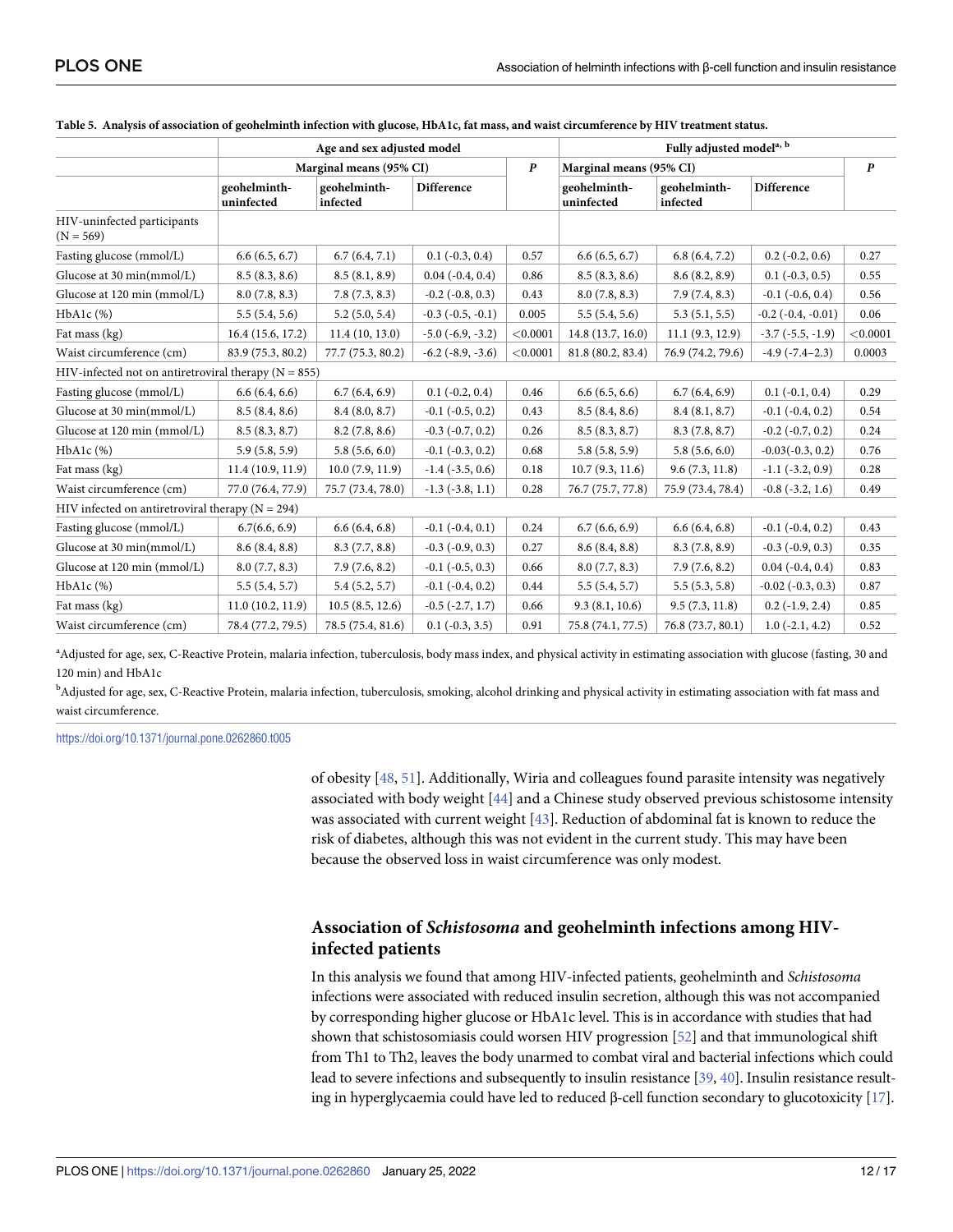**Table 5. Analysis of association of geohelminth infection with glucose, HbA1c, fat mass, and waist circumference by HIV treatment status.**

| | Age and sex adjusted model | | | | Fully adjusted model[a, b] | | | |
|---|---|---|---|---|---|---|---|---|
| | Marginal means (95% CI) | | | *P* | Marginal means (95% CI) | | | *P* |
| | geohelminth-uninfected | geohelminth-infected | Difference | | geohelminth-uninfected | geohelminth-infected | Difference | |
| HIV-uninfected participants (N = 569) | | | | | | | | |
| Fasting glucose (mmol/L) | 6.6 (6.5, 6.7) | 6.7 (6.4, 7.1) | 0.1 (-0.3, 0.4) | 0.57 | 6.6 (6.5, 6.7) | 6.8 (6.4, 7.2) | 0.2 (-0.2, 0.6) | 0.27 |
| Glucose at 30 min(mmol/L) | 8.5 (8.3, 8.6) | 8.5 (8.1, 8.9) | 0.04 (-0.4, 0.4) | 0.86 | 8.5 (8.3, 8.6) | 8.6 (8.2, 8.9) | 0.1 (-0.3, 0.5) | 0.55 |
| Glucose at 120 min (mmol/L) | 8.0 (7.8, 8.3) | 7.8 (7.3, 8.3) | -0.2 (-0.8, 0.3) | 0.43 | 8.0 (7.8, 8.3) | 7.9 (7.4, 8.3) | -0.1 (-0.6, 0.4) | 0.56 |
| HbA1c (%) | 5.5 (5.4, 5.6) | 5.2 (5.0, 5.4) | -0.3 (-0.5, -0.1) | 0.005 | 5.5 (5.4, 5.6) | 5.3 (5.1, 5.5) | -0.2 (-0.4, -0.01) | 0.06 |
| Fat mass (kg) | 16.4 (15.6, 17.2) | 11.4 (10, 13.0) | -5.0 (-6.9, -3.2) | <0.0001 | 14.8 (13.7, 16.0) | 11.1 (9.3, 12.9) | -3.7 (-5.5, -1.9) | <0.0001 |
| Waist circumference (cm) | 83.9 (75.3, 80.2) | 77.7 (75.3, 80.2) | -6.2 (-8.9, -3.6) | <0.0001 | 81.8 (80.2, 83.4) | 76.9 (74.2, 79.6) | -4.9 (-7.4–2.3) | 0.0003 |
| HIV-infected not on antiretroviral therapy (N = 855) | | | | | | | | |
| Fasting glucose (mmol/L) | 6.6 (6.4, 6.6) | 6.7 (6.4, 6.9) | 0.1 (-0.2, 0.4) | 0.46 | 6.6 (6.5, 6.6) | 6.7 (6.4, 6.9) | 0.1 (-0.1, 0.4) | 0.29 |
| Glucose at 30 min(mmol/L) | 8.5 (8.4, 8.6) | 8.4 (8.0, 8.7) | -0.1 (-0.5, 0.2) | 0.43 | 8.5 (8.4, 8.6) | 8.4 (8.1, 8.7) | -0.1 (-0.4, 0.2) | 0.54 |
| Glucose at 120 min (mmol/L) | 8.5 (8.3, 8.7) | 8.2 (7.8, 8.6) | -0.3 (-0.7, 0.2) | 0.26 | 8.5 (8.3, 8.7) | 8.3 (7.8, 8.7) | -0.2 (-0.7, 0.2) | 0.24 |
| HbA1c (%) | 5.9 (5.8, 5.9) | 5.8 (5.6, 6.0) | -0.1 (-0.3, 0.2) | 0.68 | 5.8 (5.8, 5.9) | 5.8 (5.6, 6.0) | -0.03(-0.3, 0.2) | 0.76 |
| Fat mass (kg) | 11.4 (10.9, 11.9) | 10.0 (7.9, 11.9) | -1.4 (-3.5, 0.6) | 0.18 | 10.7 (9.3, 11.6) | 9.6 (7.3, 11.8) | -1.1 (-3.2, 0.9) | 0.28 |
| Waist circumference (cm) | 77.0 (76.4, 77.9) | 75.7 (73.4, 78.0) | -1.3 (-3.8, 1.1) | 0.28 | 76.7 (75.7, 77.8) | 75.9 (73.4, 78.4) | -0.8 (-3.2, 1.6) | 0.49 |
| HIV infected on antiretroviral therapy (N = 294) | | | | | | | | |
| Fasting glucose (mmol/L) | 6.7(6.6, 6.9) | 6.6 (6.4, 6.8) | -0.1 (-0.4, 0.1) | 0.24 | 6.7 (6.6, 6.9) | 6.6 (6.4, 6.8) | -0.1 (-0.4, 0.2) | 0.43 |
| Glucose at 30 min(mmol/L) | 8.6 (8.4, 8.8) | 8.3 (7.7, 8.8) | -0.3 (-0.9, 0.3) | 0.27 | 8.6 (8.4, 8.8) | 8.3 (7.8, 8.9) | -0.3 (-0.9, 0.3) | 0.35 |
| Glucose at 120 min (mmol/L) | 8.0 (7.7, 8.3) | 7.9 (7.6, 8.2) | -0.1 (-0.5, 0.3) | 0.66 | 8.0 (7.7, 8.3) | 7.9 (7.6, 8.2) | 0.04 (-0.4, 0.4) | 0.83 |
| HbA1c (%) | 5.5 (5.4, 5.7) | 5.4 (5.2, 5.7) | -0.1 (-0.4, 0.2) | 0.44 | 5.5 (5.4, 5.7) | 5.5 (5.3, 5.8) | -0.02 (-0.3, 0.3) | 0.87 |
| Fat mass (kg) | 11.0 (10.2, 11.9) | 10.5 (8.5, 12.6) | -0.5 (-2.7, 1.7) | 0.66 | 9.3 (8.1, 10.6) | 9.5 (7.3, 11.8) | 0.2 (-1.9, 2.4) | 0.85 |
| Waist circumference (cm) | 78.4 (77.2, 79.5) | 78.5 (75.4, 81.6) | 0.1 (-0.3, 3.5) | 0.91 | 75.8 (74.1, 77.5) | 76.8 (73.7, 80.1) | 1.0 (-2.1, 4.2) | 0.52 |

[a]Adjusted for age, sex, C-Reactive Protein, malaria infection, tuberculosis, body mass index, and physical activity in estimating association with glucose (fasting, 30 and 120 min) and HbA1c

[b]Adjusted for age, sex, C-Reactive Protein, malaria infection, tuberculosis, smoking, alcohol drinking and physical activity in estimating association with fat mass and waist circumference.

https://doi.org/10.1371/journal.pone.0262860.t005

of obesity [48, 51]. Additionally, Wiria and colleagues found parasite intensity was negatively associated with body weight [44] and a Chinese study observed previous schistosome intensity was associated with current weight [43]. Reduction of abdominal fat is known to reduce the risk of diabetes, although this was not evident in the current study. This may have been because the observed loss in waist circumference was only modest.

## Association of *Schistosoma* and geohelminth infections among HIV-infected patients

In this analysis we found that among HIV-infected patients, geohelminth and *Schistosoma* infections were associated with reduced insulin secretion, although this was not accompanied by corresponding higher glucose or HbA1c level. This is in accordance with studies that had shown that schistosomiasis could worsen HIV progression [52] and that immunological shift from Th1 to Th2, leaves the body unarmed to combat viral and bacterial infections which could lead to severe infections and subsequently to insulin resistance [39, 40]. Insulin resistance resulting in hyperglycaemia could have led to reduced β-cell function secondary to glucotoxicity [17].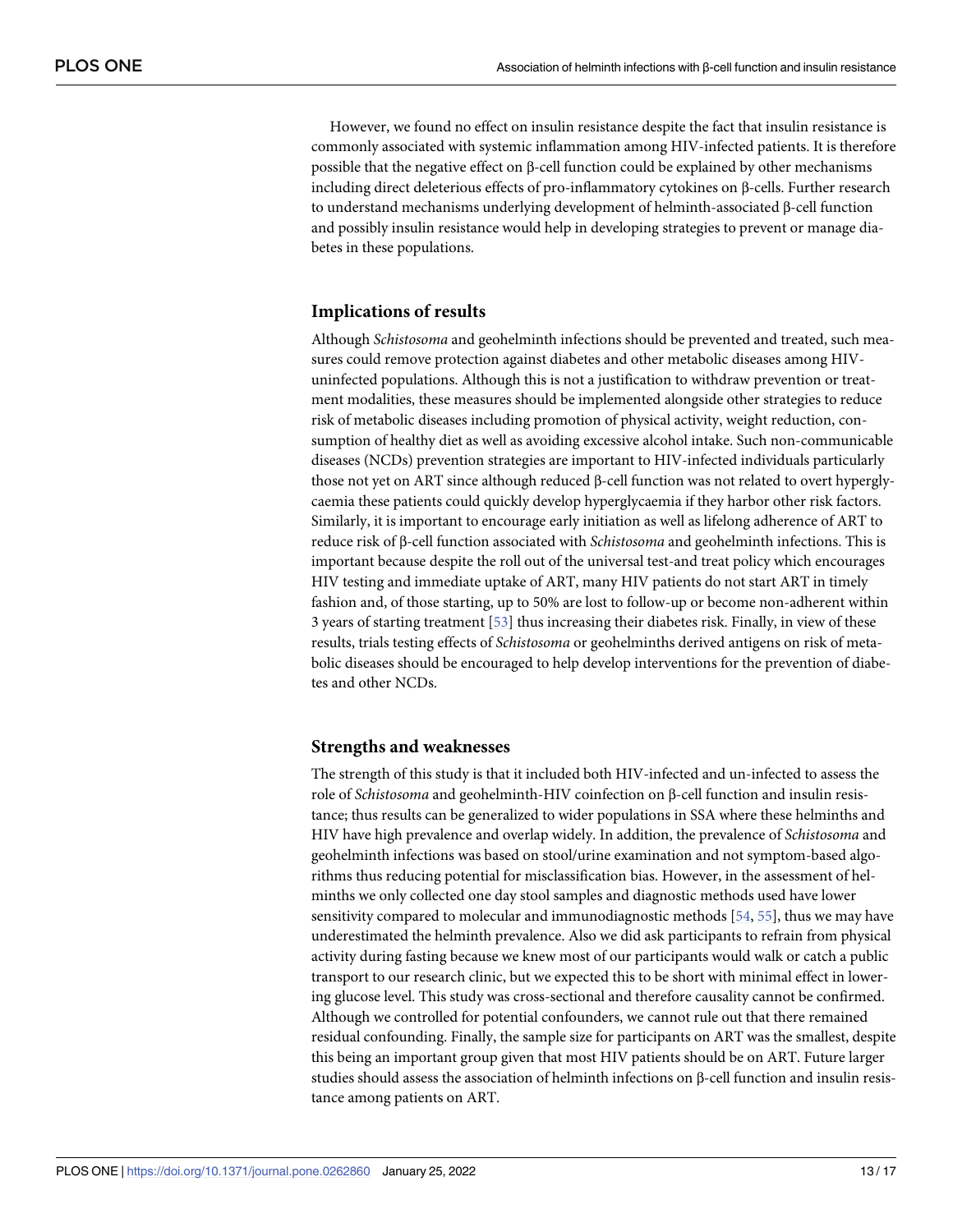However, we found no effect on insulin resistance despite the fact that insulin resistance is commonly associated with systemic inflammation among HIV-infected patients. It is therefore possible that the negative effect on β-cell function could be explained by other mechanisms including direct deleterious effects of pro-inflammatory cytokines on β-cells. Further research to understand mechanisms underlying development of helminth-associated β-cell function and possibly insulin resistance would help in developing strategies to prevent or manage diabetes in these populations.

## Implications of results

Although *Schistosoma* and geohelminth infections should be prevented and treated, such measures could remove protection against diabetes and other metabolic diseases among HIV-uninfected populations. Although this is not a justification to withdraw prevention or treatment modalities, these measures should be implemented alongside other strategies to reduce risk of metabolic diseases including promotion of physical activity, weight reduction, consumption of healthy diet as well as avoiding excessive alcohol intake. Such non-communicable diseases (NCDs) prevention strategies are important to HIV-infected individuals particularly those not yet on ART since although reduced β-cell function was not related to overt hyperglycaemia these patients could quickly develop hyperglycaemia if they harbor other risk factors. Similarly, it is important to encourage early initiation as well as lifelong adherence of ART to reduce risk of β-cell function associated with *Schistosoma* and geohelminth infections. This is important because despite the roll out of the universal test-and treat policy which encourages HIV testing and immediate uptake of ART, many HIV patients do not start ART in timely fashion and, of those starting, up to 50% are lost to follow-up or become non-adherent within 3 years of starting treatment [53] thus increasing their diabetes risk. Finally, in view of these results, trials testing effects of *Schistosoma* or geohelminths derived antigens on risk of metabolic diseases should be encouraged to help develop interventions for the prevention of diabetes and other NCDs.

## Strengths and weaknesses

The strength of this study is that it included both HIV-infected and un-infected to assess the role of *Schistosoma* and geohelminth-HIV coinfection on β-cell function and insulin resistance; thus results can be generalized to wider populations in SSA where these helminths and HIV have high prevalence and overlap widely. In addition, the prevalence of *Schistosoma* and geohelminth infections was based on stool/urine examination and not symptom-based algorithms thus reducing potential for misclassification bias. However, in the assessment of helminths we only collected one day stool samples and diagnostic methods used have lower sensitivity compared to molecular and immunodiagnostic methods [54, 55], thus we may have underestimated the helminth prevalence. Also we did ask participants to refrain from physical activity during fasting because we knew most of our participants would walk or catch a public transport to our research clinic, but we expected this to be short with minimal effect in lowering glucose level. This study was cross-sectional and therefore causality cannot be confirmed. Although we controlled for potential confounders, we cannot rule out that there remained residual confounding. Finally, the sample size for participants on ART was the smallest, despite this being an important group given that most HIV patients should be on ART. Future larger studies should assess the association of helminth infections on β-cell function and insulin resistance among patients on ART.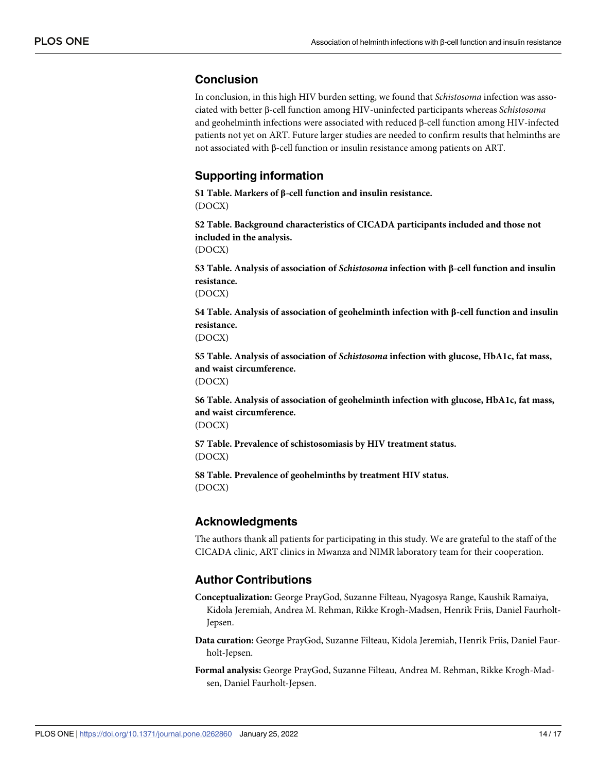## Conclusion

In conclusion, in this high HIV burden setting, we found that *Schistosoma* infection was associated with better β-cell function among HIV-uninfected participants whereas *Schistosoma* and geohelminth infections were associated with reduced β-cell function among HIV-infected patients not yet on ART. Future larger studies are needed to confirm results that helminths are not associated with β-cell function or insulin resistance among patients on ART.

## Supporting information

**S1 Table. Markers of β-cell function and insulin resistance.**
(DOCX)

**S2 Table. Background characteristics of CICADA participants included and those not included in the analysis.**
(DOCX)

**S3 Table. Analysis of association of *Schistosoma* infection with β-cell function and insulin resistance.**
(DOCX)

**S4 Table. Analysis of association of geohelminth infection with β-cell function and insulin resistance.**
(DOCX)

**S5 Table. Analysis of association of *Schistosoma* infection with glucose, HbA1c, fat mass, and waist circumference.**
(DOCX)

**S6 Table. Analysis of association of geohelminth infection with glucose, HbA1c, fat mass, and waist circumference.**
(DOCX)

**S7 Table. Prevalence of schistosomiasis by HIV treatment status.**
(DOCX)

**S8 Table. Prevalence of geohelminths by treatment HIV status.**
(DOCX)

## Acknowledgments

The authors thank all patients for participating in this study. We are grateful to the staff of the CICADA clinic, ART clinics in Mwanza and NIMR laboratory team for their cooperation.

## Author Contributions

**Conceptualization:** George PrayGod, Suzanne Filteau, Nyagosya Range, Kaushik Ramaiya, Kidola Jeremiah, Andrea M. Rehman, Rikke Krogh-Madsen, Henrik Friis, Daniel Faurholt-Jepsen.

**Data curation:** George PrayGod, Suzanne Filteau, Kidola Jeremiah, Henrik Friis, Daniel Faurholt-Jepsen.

**Formal analysis:** George PrayGod, Suzanne Filteau, Andrea M. Rehman, Rikke Krogh-Madsen, Daniel Faurholt-Jepsen.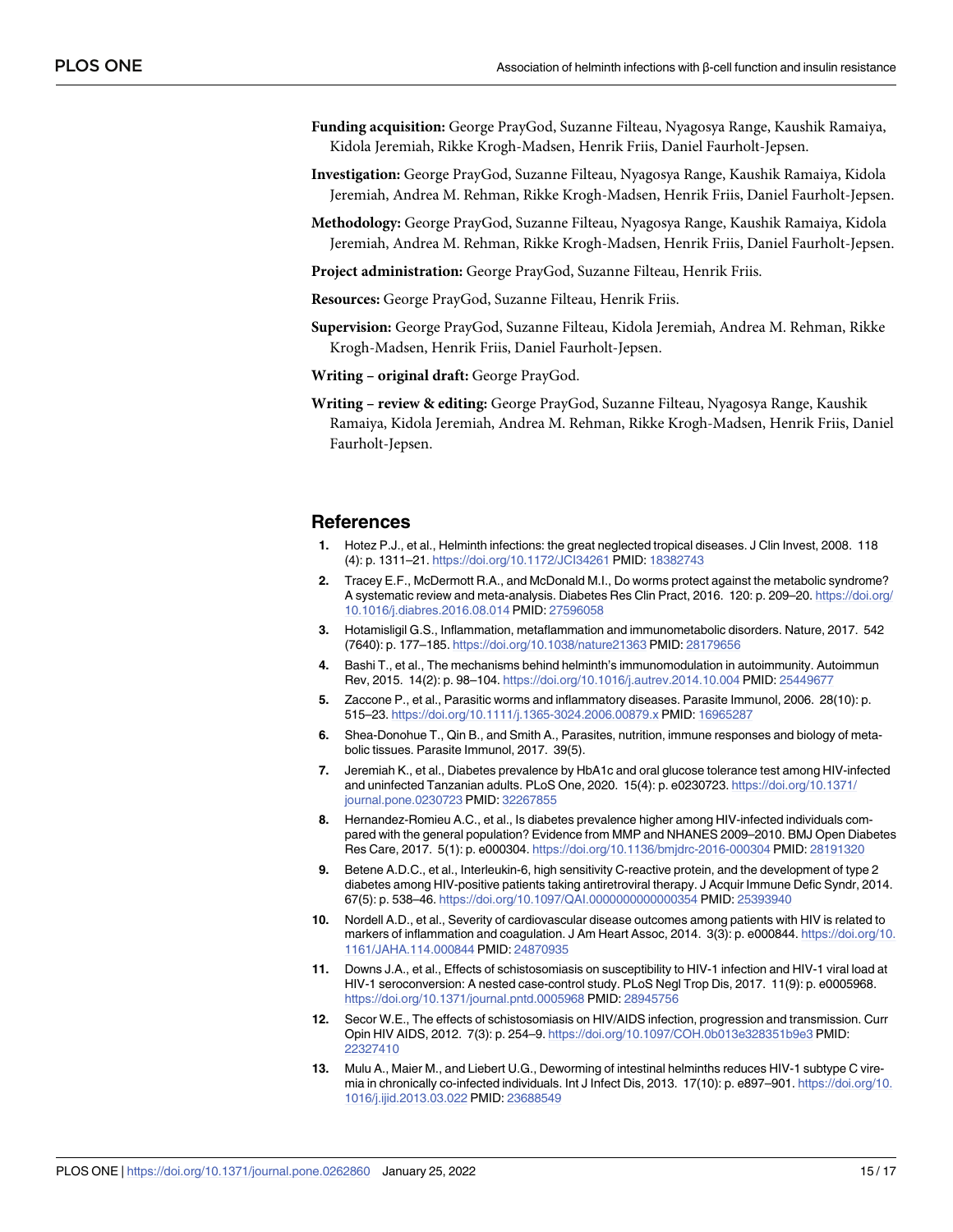**Funding acquisition:** George PrayGod, Suzanne Filteau, Nyagosya Range, Kaushik Ramaiya, Kidola Jeremiah, Rikke Krogh-Madsen, Henrik Friis, Daniel Faurholt-Jepsen.

**Investigation:** George PrayGod, Suzanne Filteau, Nyagosya Range, Kaushik Ramaiya, Kidola Jeremiah, Andrea M. Rehman, Rikke Krogh-Madsen, Henrik Friis, Daniel Faurholt-Jepsen.

**Methodology:** George PrayGod, Suzanne Filteau, Nyagosya Range, Kaushik Ramaiya, Kidola Jeremiah, Andrea M. Rehman, Rikke Krogh-Madsen, Henrik Friis, Daniel Faurholt-Jepsen.

**Project administration:** George PrayGod, Suzanne Filteau, Henrik Friis.

**Resources:** George PrayGod, Suzanne Filteau, Henrik Friis.

**Supervision:** George PrayGod, Suzanne Filteau, Kidola Jeremiah, Andrea M. Rehman, Rikke Krogh-Madsen, Henrik Friis, Daniel Faurholt-Jepsen.

**Writing – original draft:** George PrayGod.

**Writing – review & editing:** George PrayGod, Suzanne Filteau, Nyagosya Range, Kaushik Ramaiya, Kidola Jeremiah, Andrea M. Rehman, Rikke Krogh-Madsen, Henrik Friis, Daniel Faurholt-Jepsen.

## References

1. Hotez P.J., et al., Helminth infections: the great neglected tropical diseases. J Clin Invest, 2008. 118 (4): p. 1311–21. https://doi.org/10.1172/JCI34261 PMID: 18382743
2. Tracey E.F., McDermott R.A., and McDonald M.I., Do worms protect against the metabolic syndrome? A systematic review and meta-analysis. Diabetes Res Clin Pract, 2016. 120: p. 209–20. https://doi.org/10.1016/j.diabres.2016.08.014 PMID: 27596058
3. Hotamisligil G.S., Inflammation, metaflammation and immunometabolic disorders. Nature, 2017. 542 (7640): p. 177–185. https://doi.org/10.1038/nature21363 PMID: 28179656
4. Bashi T., et al., The mechanisms behind helminth's immunomodulation in autoimmunity. Autoimmun Rev, 2015. 14(2): p. 98–104. https://doi.org/10.1016/j.autrev.2014.10.004 PMID: 25449677
5. Zaccone P., et al., Parasitic worms and inflammatory diseases. Parasite Immunol, 2006. 28(10): p. 515–23. https://doi.org/10.1111/j.1365-3024.2006.00879.x PMID: 16965287
6. Shea-Donohue T., Qin B., and Smith A., Parasites, nutrition, immune responses and biology of metabolic tissues. Parasite Immunol, 2017. 39(5).
7. Jeremiah K., et al., Diabetes prevalence by HbA1c and oral glucose tolerance test among HIV-infected and uninfected Tanzanian adults. PLoS One, 2020. 15(4): p. e0230723. https://doi.org/10.1371/journal.pone.0230723 PMID: 32267855
8. Hernandez-Romieu A.C., et al., Is diabetes prevalence higher among HIV-infected individuals compared with the general population? Evidence from MMP and NHANES 2009–2010. BMJ Open Diabetes Res Care, 2017. 5(1): p. e000304. https://doi.org/10.1136/bmjdrc-2016-000304 PMID: 28191320
9. Betene A.D.C., et al., Interleukin-6, high sensitivity C-reactive protein, and the development of type 2 diabetes among HIV-positive patients taking antiretroviral therapy. J Acquir Immune Defic Syndr, 2014. 67(5): p. 538–46. https://doi.org/10.1097/QAI.0000000000000354 PMID: 25393940
10. Nordell A.D., et al., Severity of cardiovascular disease outcomes among patients with HIV is related to markers of inflammation and coagulation. J Am Heart Assoc, 2014. 3(3): p. e000844. https://doi.org/10.1161/JAHA.114.000844 PMID: 24870935
11. Downs J.A., et al., Effects of schistosomiasis on susceptibility to HIV-1 infection and HIV-1 viral load at HIV-1 seroconversion: A nested case-control study. PLoS Negl Trop Dis, 2017. 11(9): p. e0005968. https://doi.org/10.1371/journal.pntd.0005968 PMID: 28945756
12. Secor W.E., The effects of schistosomiasis on HIV/AIDS infection, progression and transmission. Curr Opin HIV AIDS, 2012. 7(3): p. 254–9. https://doi.org/10.1097/COH.0b013e328351b9e3 PMID: 22327410
13. Mulu A., Maier M., and Liebert U.G., Deworming of intestinal helminths reduces HIV-1 subtype C viremia in chronically co-infected individuals. Int J Infect Dis, 2013. 17(10): p. e897–901. https://doi.org/10.1016/j.ijid.2013.03.022 PMID: 23688549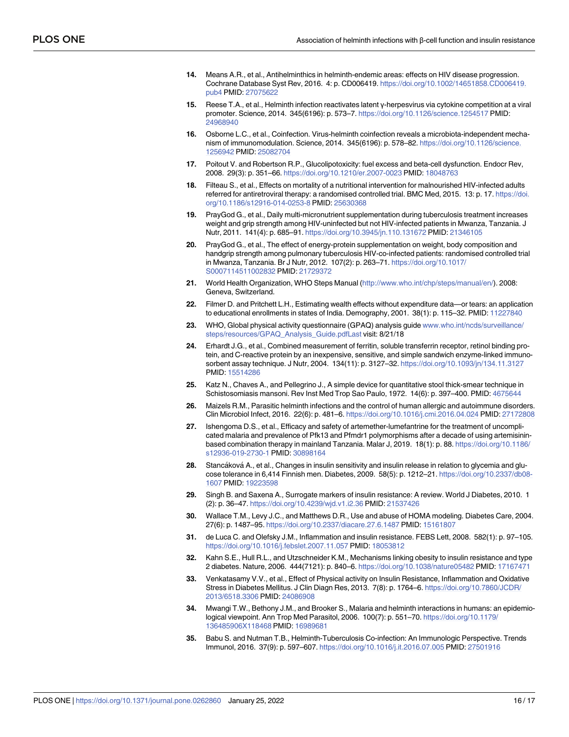14. Means A.R., et al., Antihelminthics in helminth-endemic areas: effects on HIV disease progression. Cochrane Database Syst Rev, 2016. 4: p. CD006419. https://doi.org/10.1002/14651858.CD006419.pub4 PMID: 27075622

15. Reese T.A., et al., Helminth infection reactivates latent γ-herpesvirus via cytokine competition at a viral promoter. Science, 2014. 345(6196): p. 573–7. https://doi.org/10.1126/science.1254517 PMID: 24968940

16. Osborne L.C., et al., Coinfection. Virus-helminth coinfection reveals a microbiota-independent mechanism of immunomodulation. Science, 2014. 345(6196): p. 578–82. https://doi.org/10.1126/science.1256942 PMID: 25082704

17. Poitout V. and Robertson R.P., Glucolipotoxicity: fuel excess and beta-cell dysfunction. Endocr Rev, 2008. 29(3): p. 351–66. https://doi.org/10.1210/er.2007-0023 PMID: 18048763

18. Filteau S., et al., Effects on mortality of a nutritional intervention for malnourished HIV-infected adults referred for antiretroviral therapy: a randomised controlled trial. BMC Med, 2015. 13: p. 17. https://doi.org/10.1186/s12916-014-0253-8 PMID: 25630368

19. PrayGod G., et al., Daily multi-micronutrient supplementation during tuberculosis treatment increases weight and grip strength among HIV-uninfected but not HIV-infected patients in Mwanza, Tanzania. J Nutr, 2011. 141(4): p. 685–91. https://doi.org/10.3945/jn.110.131672 PMID: 21346105

20. PrayGod G., et al., The effect of energy-protein supplementation on weight, body composition and handgrip strength among pulmonary tuberculosis HIV-co-infected patients: randomised controlled trial in Mwanza, Tanzania. Br J Nutr, 2012. 107(2): p. 263–71. https://doi.org/10.1017/S0007114511002832 PMID: 21729372

21. World Health Organization, WHO Steps Manual (http://www.who.int/chp/steps/manual/en/). 2008: Geneva, Switzerland.

22. Filmer D. and Pritchett L.H., Estimating wealth effects without expenditure data—or tears: an application to educational enrollments in states of India. Demography, 2001. 38(1): p. 115–32. PMID: 11227840

23. WHO, Global physical activity questionnaire (GPAQ) analysis guide www.who.int/ncds/surveillance/steps/resources/GPAQ_Analysis_Guide.pdfLast visit: 8/21/18

24. Erhardt J.G., et al., Combined measurement of ferritin, soluble transferrin receptor, retinol binding protein, and C-reactive protein by an inexpensive, sensitive, and simple sandwich enzyme-linked immunosorbent assay technique. J Nutr, 2004. 134(11): p. 3127–32. https://doi.org/10.1093/jn/134.11.3127 PMID: 15514286

25. Katz N., Chaves A., and Pellegrino J., A simple device for quantitative stool thick-smear technique in Schistosomiasis mansoni. Rev Inst Med Trop Sao Paulo, 1972. 14(6): p. 397–400. PMID: 4675644

26. Maizels R.M., Parasitic helminth infections and the control of human allergic and autoimmune disorders. Clin Microbiol Infect, 2016. 22(6): p. 481–6. https://doi.org/10.1016/j.cmi.2016.04.024 PMID: 27172808

27. Ishengoma D.S., et al., Efficacy and safety of artemether-lumefantrine for the treatment of uncomplicated malaria and prevalence of Pfk13 and Pfmdr1 polymorphisms after a decade of using artemisinin-based combination therapy in mainland Tanzania. Malar J, 2019. 18(1): p. 88. https://doi.org/10.1186/s12936-019-2730-1 PMID: 30898164

28. Stancáková A., et al., Changes in insulin sensitivity and insulin release in relation to glycemia and glucose tolerance in 6,414 Finnish men. Diabetes, 2009. 58(5): p. 1212–21. https://doi.org/10.2337/db08-1607 PMID: 19223598

29. Singh B. and Saxena A., Surrogate markers of insulin resistance: A review. World J Diabetes, 2010. 1 (2): p. 36–47. https://doi.org/10.4239/wjd.v1.i2.36 PMID: 21537426

30. Wallace T.M., Levy J.C., and Matthews D.R., Use and abuse of HOMA modeling. Diabetes Care, 2004. 27(6): p. 1487–95. https://doi.org/10.2337/diacare.27.6.1487 PMID: 15161807

31. de Luca C. and Olefsky J.M., Inflammation and insulin resistance. FEBS Lett, 2008. 582(1): p. 97–105. https://doi.org/10.1016/j.febslet.2007.11.057 PMID: 18053812

32. Kahn S.E., Hull R.L., and Utzschneider K.M., Mechanisms linking obesity to insulin resistance and type 2 diabetes. Nature, 2006. 444(7121): p. 840–6. https://doi.org/10.1038/nature05482 PMID: 17167471

33. Venkatasamy V.V., et al., Effect of Physical activity on Insulin Resistance, Inflammation and Oxidative Stress in Diabetes Mellitus. J Clin Diagn Res, 2013. 7(8): p. 1764–6. https://doi.org/10.7860/JCDR/2013/6518.3306 PMID: 24086908

34. Mwangi T.W., Bethony J.M., and Brooker S., Malaria and helminth interactions in humans: an epidemiological viewpoint. Ann Trop Med Parasitol, 2006. 100(7): p. 551–70. https://doi.org/10.1179/136485906X118468 PMID: 16989681

35. Babu S. and Nutman T.B., Helminth-Tuberculosis Co-infection: An Immunologic Perspective. Trends Immunol, 2016. 37(9): p. 597–607. https://doi.org/10.1016/j.it.2016.07.005 PMID: 27501916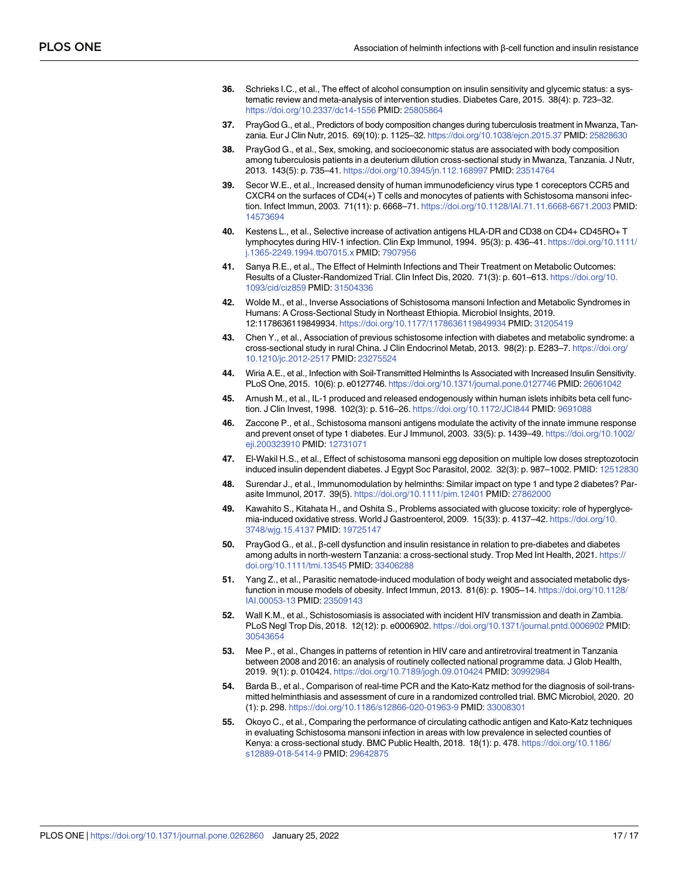36. Schrieks I.C., et al., The effect of alcohol consumption on insulin sensitivity and glycemic status: a systematic review and meta-analysis of intervention studies. Diabetes Care, 2015. 38(4): p. 723–32. https://doi.org/10.2337/dc14-1556 PMID: 25805864

37. PrayGod G., et al., Predictors of body composition changes during tuberculosis treatment in Mwanza, Tanzania. Eur J Clin Nutr, 2015. 69(10): p. 1125–32. https://doi.org/10.1038/ejcn.2015.37 PMID: 25828630

38. PrayGod G., et al., Sex, smoking, and socioeconomic status are associated with body composition among tuberculosis patients in a deuterium dilution cross-sectional study in Mwanza, Tanzania. J Nutr, 2013. 143(5): p. 735–41. https://doi.org/10.3945/jn.112.168997 PMID: 23514764

39. Secor W.E., et al., Increased density of human immunodeficiency virus type 1 coreceptors CCR5 and CXCR4 on the surfaces of CD4(+) T cells and monocytes of patients with Schistosoma mansoni infection. Infect Immun, 2003. 71(11): p. 6668–71. https://doi.org/10.1128/IAI.71.11.6668-6671.2003 PMID: 14573694

40. Kestens L., et al., Selective increase of activation antigens HLA-DR and CD38 on CD4+ CD45RO+ T lymphocytes during HIV-1 infection. Clin Exp Immunol, 1994. 95(3): p. 436–41. https://doi.org/10.1111/j.1365-2249.1994.tb07015.x PMID: 7907956

41. Sanya R.E., et al., The Effect of Helminth Infections and Their Treatment on Metabolic Outcomes: Results of a Cluster-Randomized Trial. Clin Infect Dis, 2020. 71(3): p. 601–613. https://doi.org/10.1093/cid/ciz859 PMID: 31504336

42. Wolde M., et al., Inverse Associations of Schistosoma mansoni Infection and Metabolic Syndromes in Humans: A Cross-Sectional Study in Northeast Ethiopia. Microbiol Insights, 2019. 12:1178636119849934. https://doi.org/10.1177/1178636119849934 PMID: 31205419

43. Chen Y., et al., Association of previous schistosome infection with diabetes and metabolic syndrome: a cross-sectional study in rural China. J Clin Endocrinol Metab, 2013. 98(2): p. E283–7. https://doi.org/10.1210/jc.2012-2517 PMID: 23275524

44. Wiria A.E., et al., Infection with Soil-Transmitted Helminths Is Associated with Increased Insulin Sensitivity. PLoS One, 2015. 10(6): p. e0127746. https://doi.org/10.1371/journal.pone.0127746 PMID: 26061042

45. Arnush M., et al., IL-1 produced and released endogenously within human islets inhibits beta cell function. J Clin Invest, 1998. 102(3): p. 516–26. https://doi.org/10.1172/JCI844 PMID: 9691088

46. Zaccone P., et al., Schistosoma mansoni antigens modulate the activity of the innate immune response and prevent onset of type 1 diabetes. Eur J Immunol, 2003. 33(5): p. 1439–49. https://doi.org/10.1002/eji.200323910 PMID: 12731071

47. El-Wakil H.S., et al., Effect of schistosoma mansoni egg deposition on multiple low doses streptozotocin induced insulin dependent diabetes. J Egypt Soc Parasitol, 2002. 32(3): p. 987–1002. PMID: 12512830

48. Surendar J., et al., Immunomodulation by helminths: Similar impact on type 1 and type 2 diabetes? Parasite Immunol, 2017. 39(5). https://doi.org/10.1111/pim.12401 PMID: 27862000

49. Kawahito S., Kitahata H., and Oshita S., Problems associated with glucose toxicity: role of hyperglycemia-induced oxidative stress. World J Gastroenterol, 2009. 15(33): p. 4137–42. https://doi.org/10.3748/wjg.15.4137 PMID: 19725147

50. PrayGod G., et al., β-cell dysfunction and insulin resistance in relation to pre-diabetes and diabetes among adults in north-western Tanzania: a cross-sectional study. Trop Med Int Health, 2021. https://doi.org/10.1111/tmi.13545 PMID: 33406288

51. Yang Z., et al., Parasitic nematode-induced modulation of body weight and associated metabolic dysfunction in mouse models of obesity. Infect Immun, 2013. 81(6): p. 1905–14. https://doi.org/10.1128/IAI.00053-13 PMID: 23509143

52. Wall K.M., et al., Schistosomiasis is associated with incident HIV transmission and death in Zambia. PLoS Negl Trop Dis, 2018. 12(12): p. e0006902. https://doi.org/10.1371/journal.pntd.0006902 PMID: 30543654

53. Mee P., et al., Changes in patterns of retention in HIV care and antiretroviral treatment in Tanzania between 2008 and 2016: an analysis of routinely collected national programme data. J Glob Health, 2019. 9(1): p. 010424. https://doi.org/10.7189/jogh.09.010424 PMID: 30992984

54. Barda B., et al., Comparison of real-time PCR and the Kato-Katz method for the diagnosis of soil-transmitted helminthiasis and assessment of cure in a randomized controlled trial. BMC Microbiol, 2020. 20 (1): p. 298. https://doi.org/10.1186/s12866-020-01963-9 PMID: 33008301

55. Okoyo C., et al., Comparing the performance of circulating cathodic antigen and Kato-Katz techniques in evaluating Schistosoma mansoni infection in areas with low prevalence in selected counties of Kenya: a cross-sectional study. BMC Public Health, 2018. 18(1): p. 478. https://doi.org/10.1186/s12889-018-5414-9 PMID: 29642875